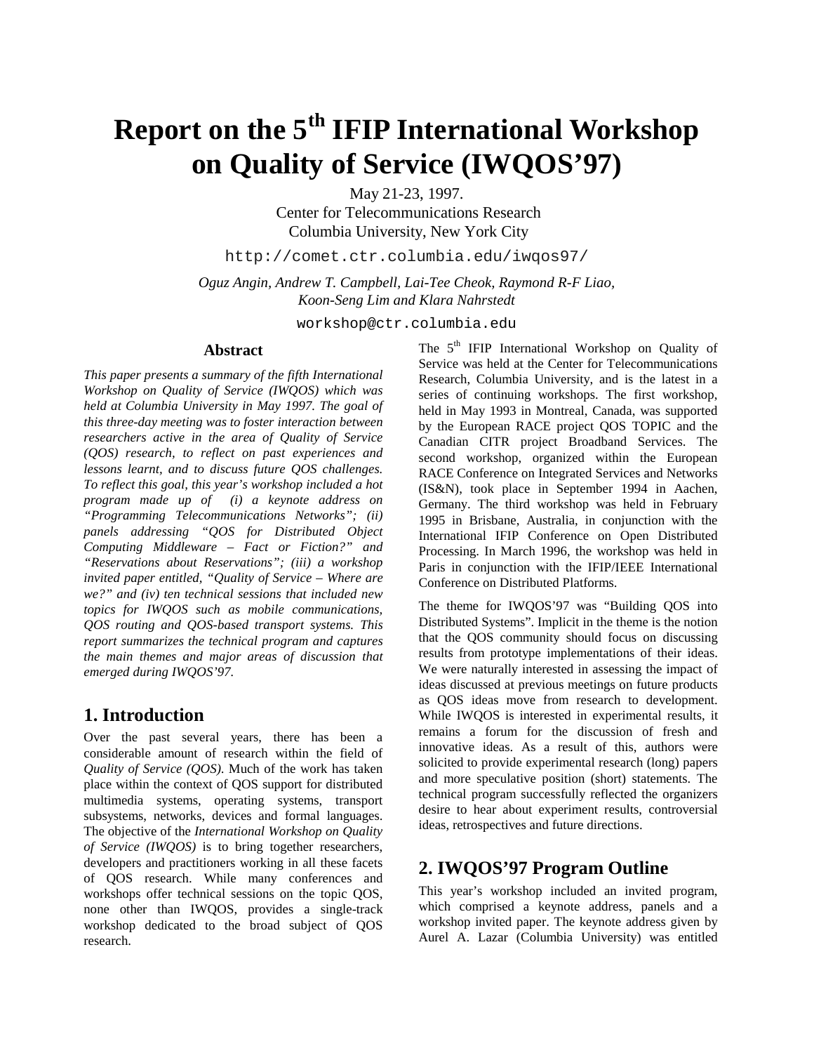# Report on the 5th IFIP International Workshop on Quality of Service (IWQOS'97)

May 21-23, 1997.
Center for Telecommunications Research
Columbia University, New York City

http://comet.ctr.columbia.edu/iwqos97/

*Oguz Angin, Andrew T. Campbell, Lai-Tee Cheok, Raymond R-F Liao, Koon-Seng Lim and Klara Nahrstedt*

workshop@ctr.columbia.edu

### Abstract

*This paper presents a summary of the fifth International Workshop on Quality of Service (IWQOS) which was held at Columbia University in May 1997. The goal of this three-day meeting was to foster interaction between researchers active in the area of Quality of Service (QOS) research, to reflect on past experiences and lessons learnt, and to discuss future QOS challenges. To reflect this goal, this year's workshop included a hot program made up of (i) a keynote address on "Programming Telecommunications Networks"; (ii) panels addressing "QOS for Distributed Object Computing Middleware – Fact or Fiction?" and "Reservations about Reservations"; (iii) a workshop invited paper entitled, "Quality of Service – Where are we?" and (iv) ten technical sessions that included new topics for IWQOS such as mobile communications, QOS routing and QOS-based transport systems. This report summarizes the technical program and captures the main themes and major areas of discussion that emerged during IWQOS'97.*

## 1. Introduction

Over the past several years, there has been a considerable amount of research within the field of *Quality of Service (QOS)*. Much of the work has taken place within the context of QOS support for distributed multimedia systems, operating systems, transport subsystems, networks, devices and formal languages. The objective of the *International Workshop on Quality of Service (IWQOS)* is to bring together researchers, developers and practitioners working in all these facets of QOS research. While many conferences and workshops offer technical sessions on the topic QOS, none other than IWQOS, provides a single-track workshop dedicated to the broad subject of QOS research.

The 5th IFIP International Workshop on Quality of Service was held at the Center for Telecommunications Research, Columbia University, and is the latest in a series of continuing workshops. The first workshop, held in May 1993 in Montreal, Canada, was supported by the European RACE project QOS TOPIC and the Canadian CITR project Broadband Services. The second workshop, organized within the European RACE Conference on Integrated Services and Networks (IS&N), took place in September 1994 in Aachen, Germany. The third workshop was held in February 1995 in Brisbane, Australia, in conjunction with the International IFIP Conference on Open Distributed Processing. In March 1996, the workshop was held in Paris in conjunction with the IFIP/IEEE International Conference on Distributed Platforms.

The theme for IWQOS'97 was "Building QOS into Distributed Systems". Implicit in the theme is the notion that the QOS community should focus on discussing results from prototype implementations of their ideas. We were naturally interested in assessing the impact of ideas discussed at previous meetings on future products as QOS ideas move from research to development. While IWQOS is interested in experimental results, it remains a forum for the discussion of fresh and innovative ideas. As a result of this, authors were solicited to provide experimental research (long) papers and more speculative position (short) statements. The technical program successfully reflected the organizers desire to hear about experiment results, controversial ideas, retrospectives and future directions.

## 2. IWQOS'97 Program Outline

This year's workshop included an invited program, which comprised a keynote address, panels and a workshop invited paper. The keynote address given by Aurel A. Lazar (Columbia University) was entitled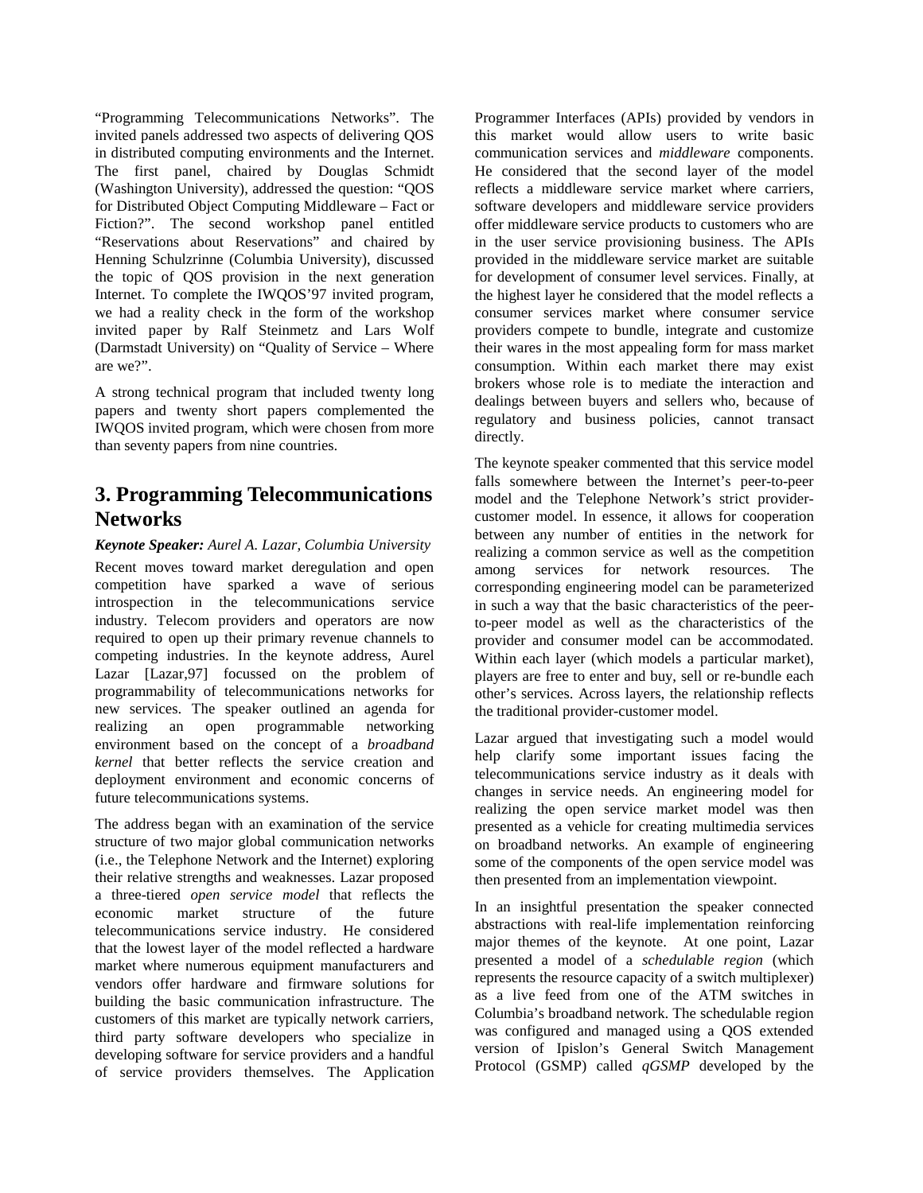"Programming Telecommunications Networks". The invited panels addressed two aspects of delivering QOS in distributed computing environments and the Internet. The first panel, chaired by Douglas Schmidt (Washington University), addressed the question: "QOS for Distributed Object Computing Middleware – Fact or Fiction?". The second workshop panel entitled "Reservations about Reservations" and chaired by Henning Schulzrinne (Columbia University), discussed the topic of QOS provision in the next generation Internet. To complete the IWQOS'97 invited program, we had a reality check in the form of the workshop invited paper by Ralf Steinmetz and Lars Wolf (Darmstadt University) on "Quality of Service – Where are we?".

A strong technical program that included twenty long papers and twenty short papers complemented the IWQOS invited program, which were chosen from more than seventy papers from nine countries.

# 3. Programming Telecommunications Networks

***Keynote Speaker:*** *Aurel A. Lazar, Columbia University*

Recent moves toward market deregulation and open competition have sparked a wave of serious introspection in the telecommunications service industry. Telecom providers and operators are now required to open up their primary revenue channels to competing industries. In the keynote address, Aurel Lazar [Lazar,97] focussed on the problem of programmability of telecommunications networks for new services. The speaker outlined an agenda for realizing an open programmable networking environment based on the concept of a *broadband kernel* that better reflects the service creation and deployment environment and economic concerns of future telecommunications systems.

The address began with an examination of the service structure of two major global communication networks (i.e., the Telephone Network and the Internet) exploring their relative strengths and weaknesses. Lazar proposed a three-tiered *open service model* that reflects the economic market structure of the future telecommunications service industry. He considered that the lowest layer of the model reflected a hardware market where numerous equipment manufacturers and vendors offer hardware and firmware solutions for building the basic communication infrastructure. The customers of this market are typically network carriers, third party software developers who specialize in developing software for service providers and a handful of service providers themselves. The Application Programmer Interfaces (APIs) provided by vendors in this market would allow users to write basic communication services and *middleware* components. He considered that the second layer of the model reflects a middleware service market where carriers, software developers and middleware service providers offer middleware service products to customers who are in the user service provisioning business. The APIs provided in the middleware service market are suitable for development of consumer level services. Finally, at the highest layer he considered that the model reflects a consumer services market where consumer service providers compete to bundle, integrate and customize their wares in the most appealing form for mass market consumption. Within each market there may exist brokers whose role is to mediate the interaction and dealings between buyers and sellers who, because of regulatory and business policies, cannot transact directly.

The keynote speaker commented that this service model falls somewhere between the Internet's peer-to-peer model and the Telephone Network's strict provider-customer model. In essence, it allows for cooperation between any number of entities in the network for realizing a common service as well as the competition among services for network resources. The corresponding engineering model can be parameterized in such a way that the basic characteristics of the peer-to-peer model as well as the characteristics of the provider and consumer model can be accommodated. Within each layer (which models a particular market), players are free to enter and buy, sell or re-bundle each other's services. Across layers, the relationship reflects the traditional provider-customer model.

Lazar argued that investigating such a model would help clarify some important issues facing the telecommunications service industry as it deals with changes in service needs. An engineering model for realizing the open service market model was then presented as a vehicle for creating multimedia services on broadband networks. An example of engineering some of the components of the open service model was then presented from an implementation viewpoint.

In an insightful presentation the speaker connected abstractions with real-life implementation reinforcing major themes of the keynote. At one point, Lazar presented a model of a *schedulable region* (which represents the resource capacity of a switch multiplexer) as a live feed from one of the ATM switches in Columbia's broadband network. The schedulable region was configured and managed using a QOS extended version of Ipislon's General Switch Management Protocol (GSMP) called *qGSMP* developed by the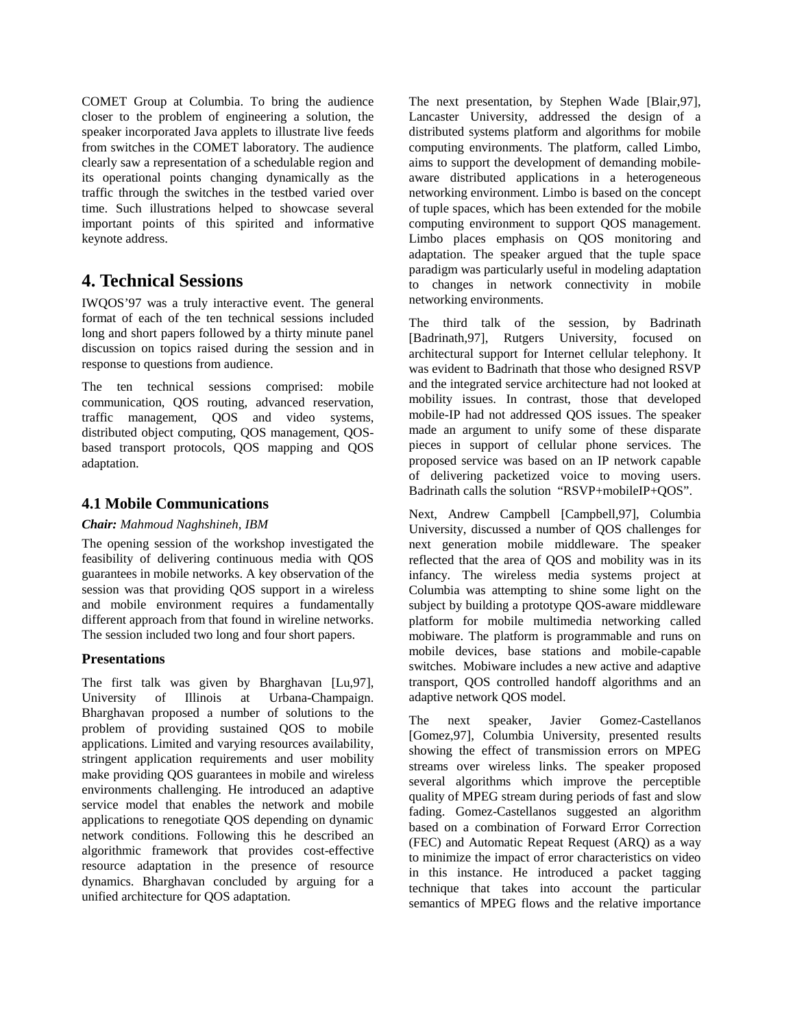COMET Group at Columbia. To bring the audience closer to the problem of engineering a solution, the speaker incorporated Java applets to illustrate live feeds from switches in the COMET laboratory. The audience clearly saw a representation of a schedulable region and its operational points changing dynamically as the traffic through the switches in the testbed varied over time. Such illustrations helped to showcase several important points of this spirited and informative keynote address.

# 4. Technical Sessions

IWQOS'97 was a truly interactive event. The general format of each of the ten technical sessions included long and short papers followed by a thirty minute panel discussion on topics raised during the session and in response to questions from audience.

The ten technical sessions comprised: mobile communication, QOS routing, advanced reservation, traffic management, QOS and video systems, distributed object computing, QOS management, QOS-based transport protocols, QOS mapping and QOS adaptation.

## 4.1 Mobile Communications

***Chair:*** *Mahmoud Naghshineh, IBM*

The opening session of the workshop investigated the feasibility of delivering continuous media with QOS guarantees in mobile networks. A key observation of the session was that providing QOS support in a wireless and mobile environment requires a fundamentally different approach from that found in wireline networks. The session included two long and four short papers.

### Presentations

The first talk was given by Bharghavan [Lu,97], University of Illinois at Urbana-Champaign. Bharghavan proposed a number of solutions to the problem of providing sustained QOS to mobile applications. Limited and varying resources availability, stringent application requirements and user mobility make providing QOS guarantees in mobile and wireless environments challenging. He introduced an adaptive service model that enables the network and mobile applications to renegotiate QOS depending on dynamic network conditions. Following this he described an algorithmic framework that provides cost-effective resource adaptation in the presence of resource dynamics. Bharghavan concluded by arguing for a unified architecture for QOS adaptation.

The next presentation, by Stephen Wade [Blair,97], Lancaster University, addressed the design of a distributed systems platform and algorithms for mobile computing environments. The platform, called Limbo, aims to support the development of demanding mobile-aware distributed applications in a heterogeneous networking environment. Limbo is based on the concept of tuple spaces, which has been extended for the mobile computing environment to support QOS management. Limbo places emphasis on QOS monitoring and adaptation. The speaker argued that the tuple space paradigm was particularly useful in modeling adaptation to changes in network connectivity in mobile networking environments.

The third talk of the session, by Badrinath [Badrinath,97], Rutgers University, focused on architectural support for Internet cellular telephony. It was evident to Badrinath that those who designed RSVP and the integrated service architecture had not looked at mobility issues. In contrast, those that developed mobile-IP had not addressed QOS issues. The speaker made an argument to unify some of these disparate pieces in support of cellular phone services. The proposed service was based on an IP network capable of delivering packetized voice to moving users. Badrinath calls the solution "RSVP+mobileIP+QOS".

Next, Andrew Campbell [Campbell,97], Columbia University, discussed a number of QOS challenges for next generation mobile middleware. The speaker reflected that the area of QOS and mobility was in its infancy. The wireless media systems project at Columbia was attempting to shine some light on the subject by building a prototype QOS-aware middleware platform for mobile multimedia networking called mobiware. The platform is programmable and runs on mobile devices, base stations and mobile-capable switches. Mobiware includes a new active and adaptive transport, QOS controlled handoff algorithms and an adaptive network QOS model.

The next speaker, Javier Gomez-Castellanos [Gomez,97], Columbia University, presented results showing the effect of transmission errors on MPEG streams over wireless links. The speaker proposed several algorithms which improve the perceptible quality of MPEG stream during periods of fast and slow fading. Gomez-Castellanos suggested an algorithm based on a combination of Forward Error Correction (FEC) and Automatic Repeat Request (ARQ) as a way to minimize the impact of error characteristics on video in this instance. He introduced a packet tagging technique that takes into account the particular semantics of MPEG flows and the relative importance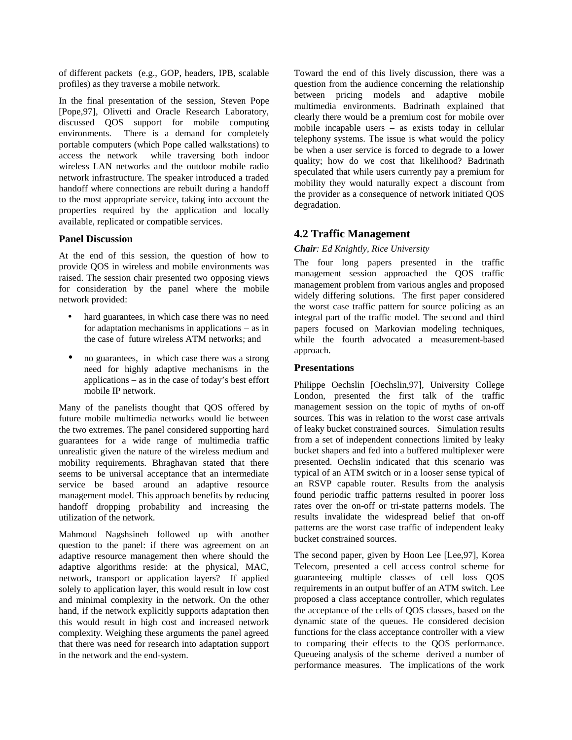of different packets  (e.g., GOP, headers, IPB, scalable profiles) as they traverse a mobile network.

In the final presentation of the session, Steven Pope [Pope,97], Olivetti and Oracle Research Laboratory, discussed QOS support for mobile computing environments.  There is a demand for completely portable computers (which Pope called walkstations) to access the network  while traversing both indoor wireless LAN networks and the outdoor mobile radio network infrastructure. The speaker introduced a traded handoff where connections are rebuilt during a handoff to the most appropriate service, taking into account the properties required by the application and locally available, replicated or compatible services.

### Panel Discussion

At the end of this session, the question of how to provide QOS in wireless and mobile environments was raised. The session chair presented two opposing views for consideration by the panel where the mobile network provided:

- hard guarantees, in which case there was no need for adaptation mechanisms in applications – as in the case of  future wireless ATM networks; and
- no guarantees,  in  which case there was a strong need for highly adaptive mechanisms in the applications – as in the case of today's best effort mobile IP network.

Many of the panelists thought that QOS offered by future mobile multimedia networks would lie between the two extremes. The panel considered supporting hard guarantees for a wide range of multimedia traffic unrealistic given the nature of the wireless medium and mobility requirements. Bhraghavan stated that there seems to be universal acceptance that an intermediate service be based around an adaptive resource management model. This approach benefits by reducing handoff dropping probability and increasing the utilization of the network.

Mahmoud Nagshsineh followed up with another question to the panel: if there was agreement on an adaptive resource management then where should the adaptive algorithms reside: at the physical, MAC, network, transport or application layers?  If applied solely to application layer, this would result in low cost and minimal complexity in the network. On the other hand, if the network explicitly supports adaptation then this would result in high cost and increased network complexity. Weighing these arguments the panel agreed that there was need for research into adaptation support in the network and the end-system.

Toward the end of this lively discussion, there was a question from the audience concerning the relationship between pricing models and adaptive mobile multimedia environments. Badrinath explained that clearly there would be a premium cost for mobile over mobile incapable users – as exists today in cellular telephony systems. The issue is what would the policy be when a user service is forced to degrade to a lower quality; how do we cost that likelihood? Badrinath speculated that while users currently pay a premium for mobility they would naturally expect a discount from the provider as a consequence of network initiated QOS degradation.

## 4.2 Traffic Management

***Chair****: Ed Knightly, Rice University*

The four long papers presented in the traffic management session approached the QOS traffic management problem from various angles and proposed widely differing solutions.  The first paper considered the worst case traffic pattern for source policing as an integral part of the traffic model. The second and third papers focused on Markovian modeling techniques, while the fourth advocated a measurement-based approach.

### Presentations

Philippe Oechslin [Oechslin,97], University College London, presented the first talk of the traffic management session on the topic of myths of on-off sources. This was in relation to the worst case arrivals of leaky bucket constrained sources.  Simulation results from a set of independent connections limited by leaky bucket shapers and fed into a buffered multiplexer were presented. Oechslin indicated that this scenario was typical of an ATM switch or in a looser sense typical of an RSVP capable router. Results from the analysis found periodic traffic patterns resulted in poorer loss rates over the on-off or tri-state patterns models. The results invalidate the widespread belief that on-off patterns are the worst case traffic of independent leaky bucket constrained sources.

The second paper, given by Hoon Lee [Lee,97], Korea Telecom, presented a cell access control scheme for guaranteeing multiple classes of cell loss QOS requirements in an output buffer of an ATM switch. Lee proposed a class acceptance controller, which regulates the acceptance of the cells of QOS classes, based on the dynamic state of the queues. He considered decision functions for the class acceptance controller with a view to comparing their effects to the QOS performance. Queueing analysis of the scheme  derived a number of performance measures.  The implications of the work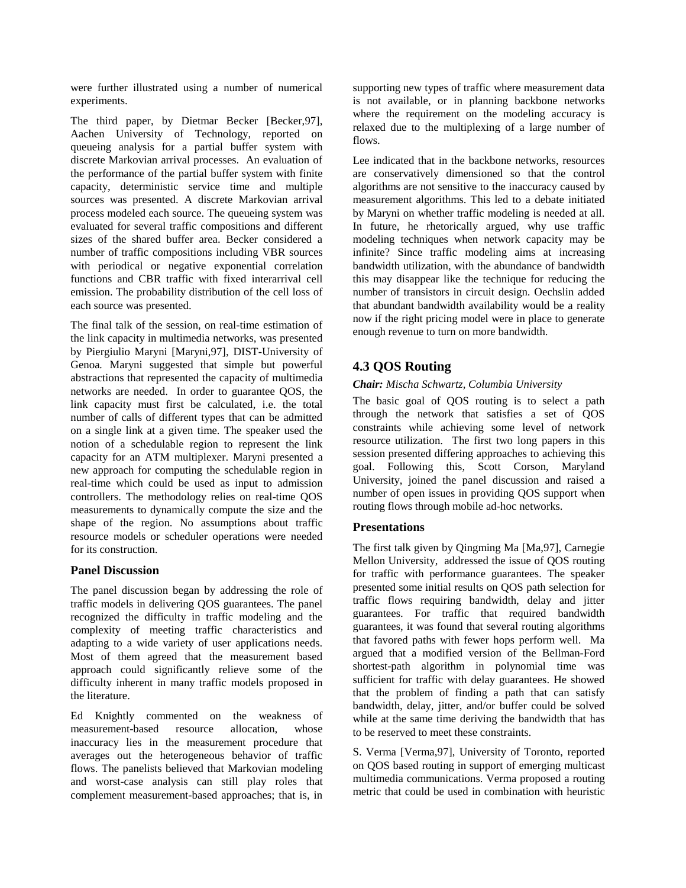were further illustrated using a number of numerical experiments.

The third paper, by Dietmar Becker [Becker,97], Aachen University of Technology, reported on queueing analysis for a partial buffer system with discrete Markovian arrival processes. An evaluation of the performance of the partial buffer system with finite capacity, deterministic service time and multiple sources was presented. A discrete Markovian arrival process modeled each source. The queueing system was evaluated for several traffic compositions and different sizes of the shared buffer area. Becker considered a number of traffic compositions including VBR sources with periodical or negative exponential correlation functions and CBR traffic with fixed interarrival cell emission. The probability distribution of the cell loss of each source was presented.

The final talk of the session, on real-time estimation of the link capacity in multimedia networks, was presented by Piergiulio Maryni [Maryni,97], DIST-University of Genoa. Maryni suggested that simple but powerful abstractions that represented the capacity of multimedia networks are needed. In order to guarantee QOS, the link capacity must first be calculated, i.e. the total number of calls of different types that can be admitted on a single link at a given time. The speaker used the notion of a schedulable region to represent the link capacity for an ATM multiplexer. Maryni presented a new approach for computing the schedulable region in real-time which could be used as input to admission controllers. The methodology relies on real-time QOS measurements to dynamically compute the size and the shape of the region. No assumptions about traffic resource models or scheduler operations were needed for its construction.

### Panel Discussion

The panel discussion began by addressing the role of traffic models in delivering QOS guarantees. The panel recognized the difficulty in traffic modeling and the complexity of meeting traffic characteristics and adapting to a wide variety of user applications needs. Most of them agreed that the measurement based approach could significantly relieve some of the difficulty inherent in many traffic models proposed in the literature.

Ed Knightly commented on the weakness of measurement-based resource allocation, whose inaccuracy lies in the measurement procedure that averages out the heterogeneous behavior of traffic flows. The panelists believed that Markovian modeling and worst-case analysis can still play roles that complement measurement-based approaches; that is, in supporting new types of traffic where measurement data is not available, or in planning backbone networks where the requirement on the modeling accuracy is relaxed due to the multiplexing of a large number of flows.

Lee indicated that in the backbone networks, resources are conservatively dimensioned so that the control algorithms are not sensitive to the inaccuracy caused by measurement algorithms. This led to a debate initiated by Maryni on whether traffic modeling is needed at all. In future, he rhetorically argued, why use traffic modeling techniques when network capacity may be infinite? Since traffic modeling aims at increasing bandwidth utilization, with the abundance of bandwidth this may disappear like the technique for reducing the number of transistors in circuit design. Oechslin added that abundant bandwidth availability would be a reality now if the right pricing model were in place to generate enough revenue to turn on more bandwidth.

## 4.3 QOS Routing

***Chair:*** *Mischa Schwartz, Columbia University*

The basic goal of QOS routing is to select a path through the network that satisfies a set of QOS constraints while achieving some level of network resource utilization. The first two long papers in this session presented differing approaches to achieving this goal. Following this, Scott Corson, Maryland University, joined the panel discussion and raised a number of open issues in providing QOS support when routing flows through mobile ad-hoc networks.

### Presentations

The first talk given by Qingming Ma [Ma,97], Carnegie Mellon University, addressed the issue of QOS routing for traffic with performance guarantees. The speaker presented some initial results on QOS path selection for traffic flows requiring bandwidth, delay and jitter guarantees. For traffic that required bandwidth guarantees, it was found that several routing algorithms that favored paths with fewer hops perform well. Ma argued that a modified version of the Bellman-Ford shortest-path algorithm in polynomial time was sufficient for traffic with delay guarantees. He showed that the problem of finding a path that can satisfy bandwidth, delay, jitter, and/or buffer could be solved while at the same time deriving the bandwidth that has to be reserved to meet these constraints.

S. Verma [Verma,97], University of Toronto, reported on QOS based routing in support of emerging multicast multimedia communications. Verma proposed a routing metric that could be used in combination with heuristic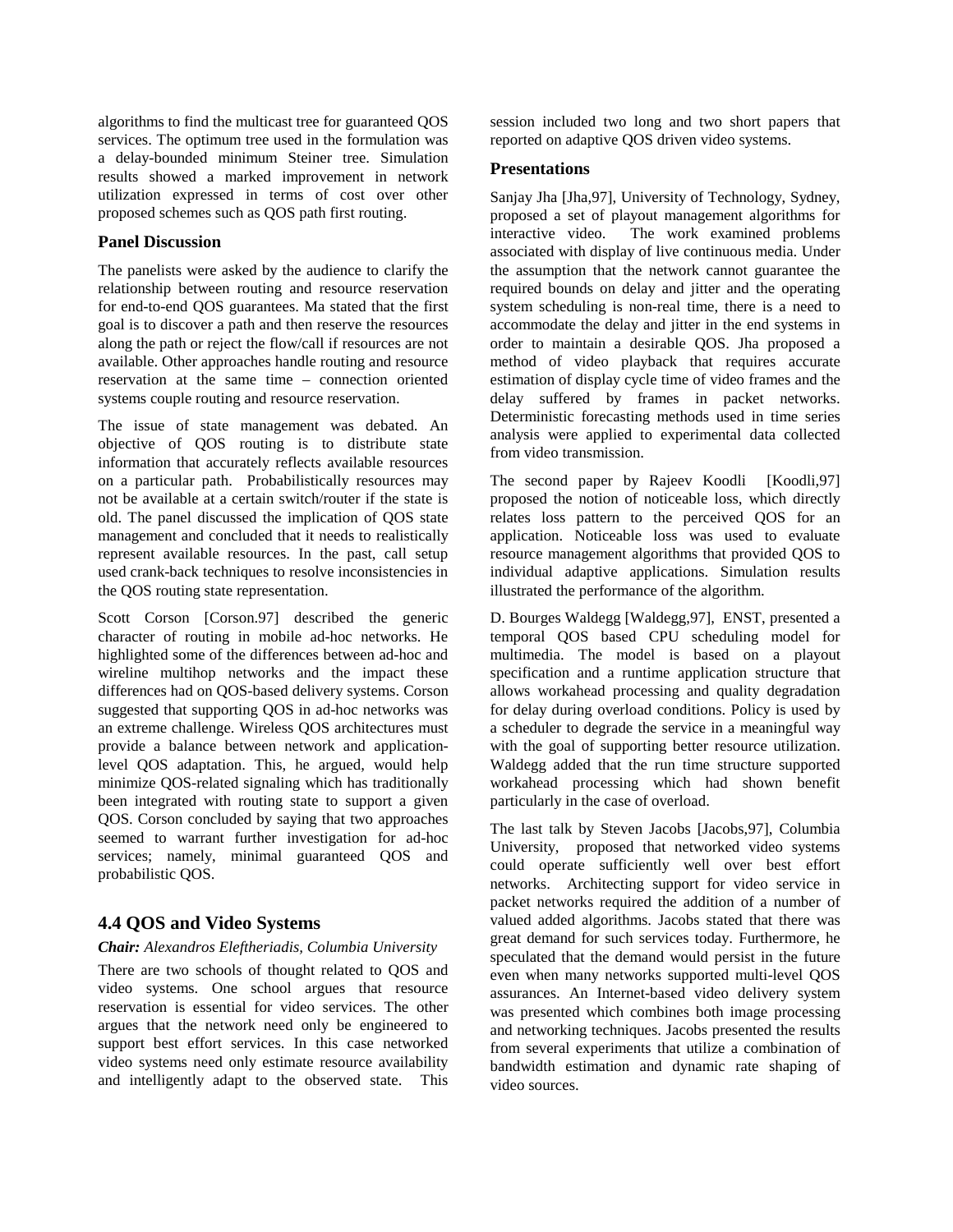algorithms to find the multicast tree for guaranteed QOS services. The optimum tree used in the formulation was a delay-bounded minimum Steiner tree. Simulation results showed a marked improvement in network utilization expressed in terms of cost over other proposed schemes such as QOS path first routing.

### Panel Discussion

The panelists were asked by the audience to clarify the relationship between routing and resource reservation for end-to-end QOS guarantees. Ma stated that the first goal is to discover a path and then reserve the resources along the path or reject the flow/call if resources are not available. Other approaches handle routing and resource reservation at the same time – connection oriented systems couple routing and resource reservation.

The issue of state management was debated. An objective of QOS routing is to distribute state information that accurately reflects available resources on a particular path. Probabilistically resources may not be available at a certain switch/router if the state is old. The panel discussed the implication of QOS state management and concluded that it needs to realistically represent available resources. In the past, call setup used crank-back techniques to resolve inconsistencies in the QOS routing state representation.

Scott Corson [Corson.97] described the generic character of routing in mobile ad-hoc networks. He highlighted some of the differences between ad-hoc and wireline multihop networks and the impact these differences had on QOS-based delivery systems. Corson suggested that supporting QOS in ad-hoc networks was an extreme challenge. Wireless QOS architectures must provide a balance between network and application-level QOS adaptation. This, he argued, would help minimize QOS-related signaling which has traditionally been integrated with routing state to support a given QOS. Corson concluded by saying that two approaches seemed to warrant further investigation for ad-hoc services; namely, minimal guaranteed QOS and probabilistic QOS.

## 4.4 QOS and Video Systems

***Chair:*** *Alexandros Eleftheriadis, Columbia University*

There are two schools of thought related to QOS and video systems. One school argues that resource reservation is essential for video services. The other argues that the network need only be engineered to support best effort services. In this case networked video systems need only estimate resource availability and intelligently adapt to the observed state. This session included two long and two short papers that reported on adaptive QOS driven video systems.

### Presentations

Sanjay Jha [Jha,97], University of Technology, Sydney, proposed a set of playout management algorithms for interactive video. The work examined problems associated with display of live continuous media. Under the assumption that the network cannot guarantee the required bounds on delay and jitter and the operating system scheduling is non-real time, there is a need to accommodate the delay and jitter in the end systems in order to maintain a desirable QOS. Jha proposed a method of video playback that requires accurate estimation of display cycle time of video frames and the delay suffered by frames in packet networks. Deterministic forecasting methods used in time series analysis were applied to experimental data collected from video transmission.

The second paper by Rajeev Koodli [Koodli,97] proposed the notion of noticeable loss, which directly relates loss pattern to the perceived QOS for an application. Noticeable loss was used to evaluate resource management algorithms that provided QOS to individual adaptive applications. Simulation results illustrated the performance of the algorithm.

D. Bourges Waldegg [Waldegg,97], ENST, presented a temporal QOS based CPU scheduling model for multimedia. The model is based on a playout specification and a runtime application structure that allows workahead processing and quality degradation for delay during overload conditions. Policy is used by a scheduler to degrade the service in a meaningful way with the goal of supporting better resource utilization. Waldegg added that the run time structure supported workahead processing which had shown benefit particularly in the case of overload.

The last talk by Steven Jacobs [Jacobs,97], Columbia University, proposed that networked video systems could operate sufficiently well over best effort networks. Architecting support for video service in packet networks required the addition of a number of valued added algorithms. Jacobs stated that there was great demand for such services today. Furthermore, he speculated that the demand would persist in the future even when many networks supported multi-level QOS assurances. An Internet-based video delivery system was presented which combines both image processing and networking techniques. Jacobs presented the results from several experiments that utilize a combination of bandwidth estimation and dynamic rate shaping of video sources.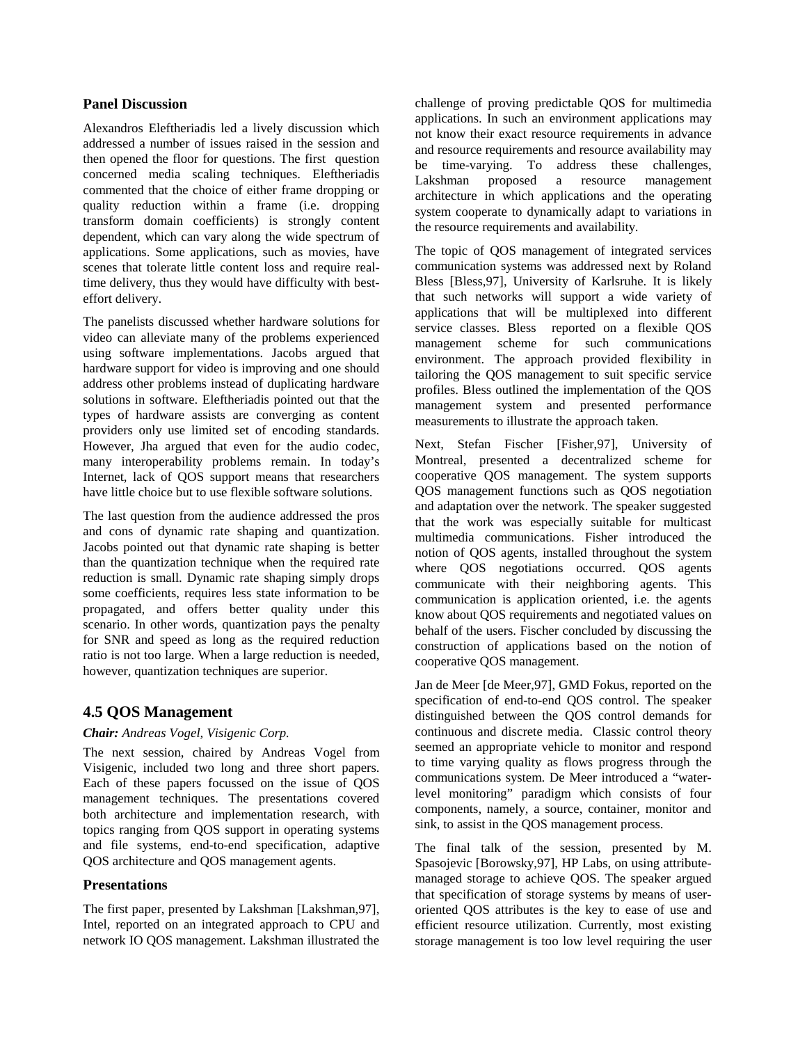### Panel Discussion

Alexandros Eleftheriadis led a lively discussion which addressed a number of issues raised in the session and then opened the floor for questions. The first question concerned media scaling techniques. Eleftheriadis commented that the choice of either frame dropping or quality reduction within a frame (i.e. dropping transform domain coefficients) is strongly content dependent, which can vary along the wide spectrum of applications. Some applications, such as movies, have scenes that tolerate little content loss and require real-time delivery, thus they would have difficulty with best-effort delivery.

The panelists discussed whether hardware solutions for video can alleviate many of the problems experienced using software implementations. Jacobs argued that hardware support for video is improving and one should address other problems instead of duplicating hardware solutions in software. Eleftheriadis pointed out that the types of hardware assists are converging as content providers only use limited set of encoding standards. However, Jha argued that even for the audio codec, many interoperability problems remain. In today's Internet, lack of QOS support means that researchers have little choice but to use flexible software solutions.

The last question from the audience addressed the pros and cons of dynamic rate shaping and quantization. Jacobs pointed out that dynamic rate shaping is better than the quantization technique when the required rate reduction is small. Dynamic rate shaping simply drops some coefficients, requires less state information to be propagated, and offers better quality under this scenario. In other words, quantization pays the penalty for SNR and speed as long as the required reduction ratio is not too large. When a large reduction is needed, however, quantization techniques are superior.

## 4.5 QOS Management

***Chair:*** *Andreas Vogel, Visigenic Corp.*

The next session, chaired by Andreas Vogel from Visigenic, included two long and three short papers. Each of these papers focussed on the issue of QOS management techniques. The presentations covered both architecture and implementation research, with topics ranging from QOS support in operating systems and file systems, end-to-end specification, adaptive QOS architecture and QOS management agents.

### Presentations

The first paper, presented by Lakshman [Lakshman,97], Intel, reported on an integrated approach to CPU and network IO QOS management. Lakshman illustrated the challenge of proving predictable QOS for multimedia applications. In such an environment applications may not know their exact resource requirements in advance and resource requirements and resource availability may be time-varying. To address these challenges, Lakshman proposed a resource management architecture in which applications and the operating system cooperate to dynamically adapt to variations in the resource requirements and availability.

The topic of QOS management of integrated services communication systems was addressed next by Roland Bless [Bless,97], University of Karlsruhe. It is likely that such networks will support a wide variety of applications that will be multiplexed into different service classes. Bless reported on a flexible QOS management scheme for such communications environment. The approach provided flexibility in tailoring the QOS management to suit specific service profiles. Bless outlined the implementation of the QOS management system and presented performance measurements to illustrate the approach taken.

Next, Stefan Fischer [Fisher,97], University of Montreal, presented a decentralized scheme for cooperative QOS management. The system supports QOS management functions such as QOS negotiation and adaptation over the network. The speaker suggested that the work was especially suitable for multicast multimedia communications. Fisher introduced the notion of QOS agents, installed throughout the system where QOS negotiations occurred. QOS agents communicate with their neighboring agents. This communication is application oriented, i.e. the agents know about QOS requirements and negotiated values on behalf of the users. Fischer concluded by discussing the construction of applications based on the notion of cooperative QOS management.

Jan de Meer [de Meer,97], GMD Fokus, reported on the specification of end-to-end QOS control. The speaker distinguished between the QOS control demands for continuous and discrete media. Classic control theory seemed an appropriate vehicle to monitor and respond to time varying quality as flows progress through the communications system. De Meer introduced a "water-level monitoring" paradigm which consists of four components, namely, a source, container, monitor and sink, to assist in the QOS management process.

The final talk of the session, presented by M. Spasojevic [Borowsky,97], HP Labs, on using attribute-managed storage to achieve QOS. The speaker argued that specification of storage systems by means of user-oriented QOS attributes is the key to ease of use and efficient resource utilization. Currently, most existing storage management is too low level requiring the user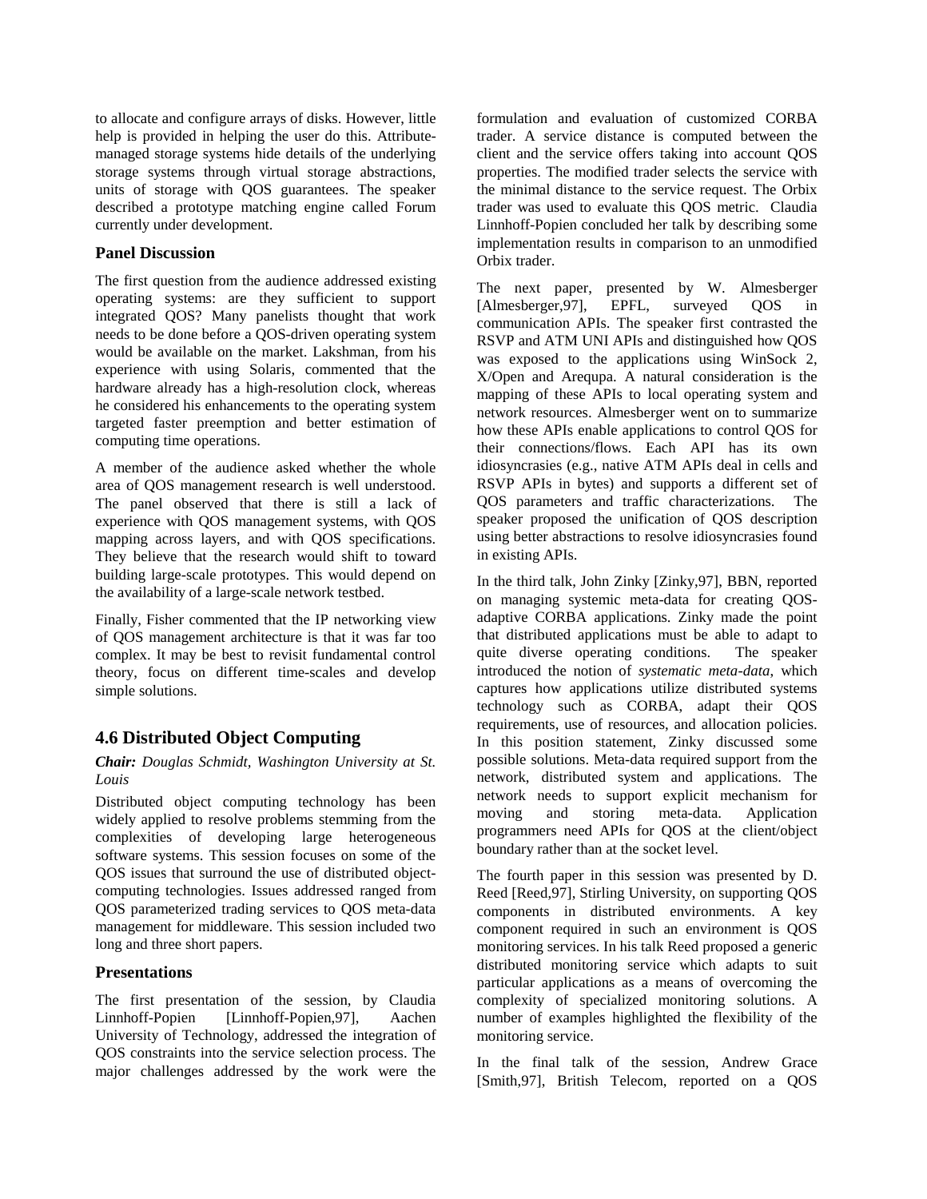to allocate and configure arrays of disks. However, little help is provided in helping the user do this. Attribute-managed storage systems hide details of the underlying storage systems through virtual storage abstractions, units of storage with QOS guarantees. The speaker described a prototype matching engine called Forum currently under development.

### Panel Discussion

The first question from the audience addressed existing operating systems: are they sufficient to support integrated QOS? Many panelists thought that work needs to be done before a QOS-driven operating system would be available on the market. Lakshman, from his experience with using Solaris, commented that the hardware already has a high-resolution clock, whereas he considered his enhancements to the operating system targeted faster preemption and better estimation of computing time operations.

A member of the audience asked whether the whole area of QOS management research is well understood. The panel observed that there is still a lack of experience with QOS management systems, with QOS mapping across layers, and with QOS specifications. They believe that the research would shift to toward building large-scale prototypes. This would depend on the availability of a large-scale network testbed.

Finally, Fisher commented that the IP networking view of QOS management architecture is that it was far too complex. It may be best to revisit fundamental control theory, focus on different time-scales and develop simple solutions.

## 4.6 Distributed Object Computing

***Chair:*** *Douglas Schmidt, Washington University at St. Louis*

Distributed object computing technology has been widely applied to resolve problems stemming from the complexities of developing large heterogeneous software systems. This session focuses on some of the QOS issues that surround the use of distributed object-computing technologies. Issues addressed ranged from QOS parameterized trading services to QOS meta-data management for middleware. This session included two long and three short papers.

### Presentations

The first presentation of the session, by Claudia Linnhoff-Popien [Linnhoff-Popien,97], Aachen University of Technology, addressed the integration of QOS constraints into the service selection process. The major challenges addressed by the work were the formulation and evaluation of customized CORBA trader. A service distance is computed between the client and the service offers taking into account QOS properties. The modified trader selects the service with the minimal distance to the service request. The Orbix trader was used to evaluate this QOS metric. Claudia Linnhoff-Popien concluded her talk by describing some implementation results in comparison to an unmodified Orbix trader.

The next paper, presented by W. Almesberger [Almesberger,97], EPFL, surveyed QOS in communication APIs. The speaker first contrasted the RSVP and ATM UNI APIs and distinguished how QOS was exposed to the applications using WinSock 2, X/Open and Arequpa. A natural consideration is the mapping of these APIs to local operating system and network resources. Almesberger went on to summarize how these APIs enable applications to control QOS for their connections/flows. Each API has its own idiosyncrasies (e.g., native ATM APIs deal in cells and RSVP APIs in bytes) and supports a different set of QOS parameters and traffic characterizations. The speaker proposed the unification of QOS description using better abstractions to resolve idiosyncrasies found in existing APIs.

In the third talk, John Zinky [Zinky,97], BBN, reported on managing systemic meta-data for creating QOS-adaptive CORBA applications. Zinky made the point that distributed applications must be able to adapt to quite diverse operating conditions. The speaker introduced the notion of *systematic meta-data*, which captures how applications utilize distributed systems technology such as CORBA, adapt their QOS requirements, use of resources, and allocation policies. In this position statement, Zinky discussed some possible solutions. Meta-data required support from the network, distributed system and applications. The network needs to support explicit mechanism for moving and storing meta-data. Application programmers need APIs for QOS at the client/object boundary rather than at the socket level.

The fourth paper in this session was presented by D. Reed [Reed,97], Stirling University, on supporting QOS components in distributed environments. A key component required in such an environment is QOS monitoring services. In his talk Reed proposed a generic distributed monitoring service which adapts to suit particular applications as a means of overcoming the complexity of specialized monitoring solutions. A number of examples highlighted the flexibility of the monitoring service.

In the final talk of the session, Andrew Grace [Smith,97], British Telecom, reported on a QOS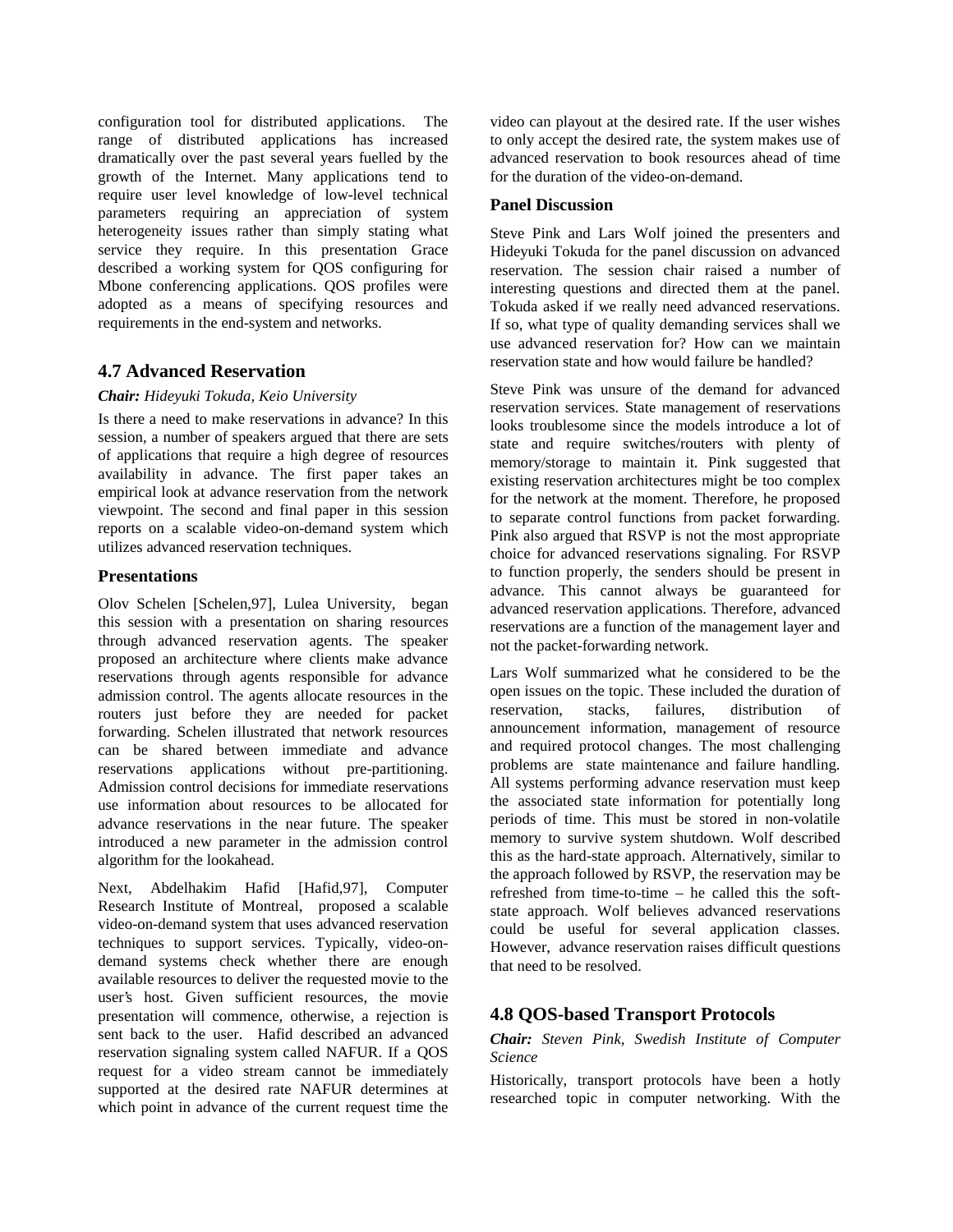configuration tool for distributed applications. The range of distributed applications has increased dramatically over the past several years fuelled by the growth of the Internet. Many applications tend to require user level knowledge of low-level technical parameters requiring an appreciation of system heterogeneity issues rather than simply stating what service they require. In this presentation Grace described a working system for QOS configuring for Mbone conferencing applications. QOS profiles were adopted as a means of specifying resources and requirements in the end-system and networks.

## 4.7 Advanced Reservation

***Chair:*** *Hideyuki Tokuda, Keio University*

Is there a need to make reservations in advance? In this session, a number of speakers argued that there are sets of applications that require a high degree of resources availability in advance. The first paper takes an empirical look at advance reservation from the network viewpoint. The second and final paper in this session reports on a scalable video-on-demand system which utilizes advanced reservation techniques.

### Presentations

Olov Schelen [Schelen,97], Lulea University, began this session with a presentation on sharing resources through advanced reservation agents. The speaker proposed an architecture where clients make advance reservations through agents responsible for advance admission control. The agents allocate resources in the routers just before they are needed for packet forwarding. Schelen illustrated that network resources can be shared between immediate and advance reservations applications without pre-partitioning. Admission control decisions for immediate reservations use information about resources to be allocated for advance reservations in the near future. The speaker introduced a new parameter in the admission control algorithm for the lookahead.

Next, Abdelhakim Hafid [Hafid,97], Computer Research Institute of Montreal, proposed a scalable video-on-demand system that uses advanced reservation techniques to support services. Typically, video-on-demand systems check whether there are enough available resources to deliver the requested movie to the user's host. Given sufficient resources, the movie presentation will commence, otherwise, a rejection is sent back to the user. Hafid described an advanced reservation signaling system called NAFUR. If a QOS request for a video stream cannot be immediately supported at the desired rate NAFUR determines at which point in advance of the current request time the video can playout at the desired rate. If the user wishes to only accept the desired rate, the system makes use of advanced reservation to book resources ahead of time for the duration of the video-on-demand.

### Panel Discussion

Steve Pink and Lars Wolf joined the presenters and Hideyuki Tokuda for the panel discussion on advanced reservation. The session chair raised a number of interesting questions and directed them at the panel. Tokuda asked if we really need advanced reservations. If so, what type of quality demanding services shall we use advanced reservation for? How can we maintain reservation state and how would failure be handled?

Steve Pink was unsure of the demand for advanced reservation services. State management of reservations looks troublesome since the models introduce a lot of state and require switches/routers with plenty of memory/storage to maintain it. Pink suggested that existing reservation architectures might be too complex for the network at the moment. Therefore, he proposed to separate control functions from packet forwarding. Pink also argued that RSVP is not the most appropriate choice for advanced reservations signaling. For RSVP to function properly, the senders should be present in advance. This cannot always be guaranteed for advanced reservation applications. Therefore, advanced reservations are a function of the management layer and not the packet-forwarding network.

Lars Wolf summarized what he considered to be the open issues on the topic. These included the duration of reservation, stacks, failures, distribution of announcement information, management of resource and required protocol changes. The most challenging problems are state maintenance and failure handling. All systems performing advance reservation must keep the associated state information for potentially long periods of time. This must be stored in non-volatile memory to survive system shutdown. Wolf described this as the hard-state approach. Alternatively, similar to the approach followed by RSVP, the reservation may be refreshed from time-to-time – he called this the soft-state approach. Wolf believes advanced reservations could be useful for several application classes. However, advance reservation raises difficult questions that need to be resolved.

## 4.8 QOS-based Transport Protocols

***Chair:*** *Steven Pink, Swedish Institute of Computer Science*

Historically, transport protocols have been a hotly researched topic in computer networking. With the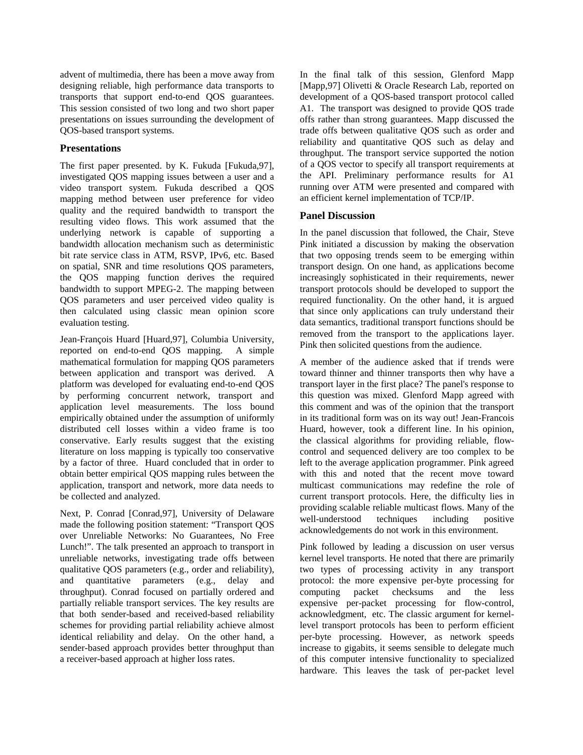advent of multimedia, there has been a move away from designing reliable, high performance data transports to transports that support end-to-end QOS guarantees. This session consisted of two long and two short paper presentations on issues surrounding the development of QOS-based transport systems.

### Presentations

The first paper presented. by K. Fukuda [Fukuda,97], investigated QOS mapping issues between a user and a video transport system. Fukuda described a QOS mapping method between user preference for video quality and the required bandwidth to transport the resulting video flows. This work assumed that the underlying network is capable of supporting a bandwidth allocation mechanism such as deterministic bit rate service class in ATM, RSVP, IPv6, etc. Based on spatial, SNR and time resolutions QOS parameters, the QOS mapping function derives the required bandwidth to support MPEG-2. The mapping between QOS parameters and user perceived video quality is then calculated using classic mean opinion score evaluation testing.

Jean-François Huard [Huard,97], Columbia University, reported on end-to-end QOS mapping. A simple mathematical formulation for mapping QOS parameters between application and transport was derived. A platform was developed for evaluating end-to-end QOS by performing concurrent network, transport and application level measurements. The loss bound empirically obtained under the assumption of uniformly distributed cell losses within a video frame is too conservative. Early results suggest that the existing literature on loss mapping is typically too conservative by a factor of three. Huard concluded that in order to obtain better empirical QOS mapping rules between the application, transport and network, more data needs to be collected and analyzed.

Next, P. Conrad [Conrad,97], University of Delaware made the following position statement: "Transport QOS over Unreliable Networks: No Guarantees, No Free Lunch!". The talk presented an approach to transport in unreliable networks, investigating trade offs between qualitative QOS parameters (e.g., order and reliability), and quantitative parameters (e.g., delay and throughput). Conrad focused on partially ordered and partially reliable transport services. The key results are that both sender-based and received-based reliability schemes for providing partial reliability achieve almost identical reliability and delay. On the other hand, a sender-based approach provides better throughput than a receiver-based approach at higher loss rates.

In the final talk of this session, Glenford Mapp [Mapp,97] Olivetti & Oracle Research Lab, reported on development of a QOS-based transport protocol called A1. The transport was designed to provide QOS trade offs rather than strong guarantees. Mapp discussed the trade offs between qualitative QOS such as order and reliability and quantitative QOS such as delay and throughput. The transport service supported the notion of a QOS vector to specify all transport requirements at the API. Preliminary performance results for A1 running over ATM were presented and compared with an efficient kernel implementation of TCP/IP.

### Panel Discussion

In the panel discussion that followed, the Chair, Steve Pink initiated a discussion by making the observation that two opposing trends seem to be emerging within transport design. On one hand, as applications become increasingly sophisticated in their requirements, newer transport protocols should be developed to support the required functionality. On the other hand, it is argued that since only applications can truly understand their data semantics, traditional transport functions should be removed from the transport to the applications layer. Pink then solicited questions from the audience.

A member of the audience asked that if trends were toward thinner and thinner transports then why have a transport layer in the first place? The panel's response to this question was mixed. Glenford Mapp agreed with this comment and was of the opinion that the transport in its traditional form was on its way out! Jean-Francois Huard, however, took a different line. In his opinion, the classical algorithms for providing reliable, flow-control and sequenced delivery are too complex to be left to the average application programmer. Pink agreed with this and noted that the recent move toward multicast communications may redefine the role of current transport protocols. Here, the difficulty lies in providing scalable reliable multicast flows. Many of the well-understood techniques including positive acknowledgements do not work in this environment.

Pink followed by leading a discussion on user versus kernel level transports. He noted that there are primarily two types of processing activity in any transport protocol: the more expensive per-byte processing for computing packet checksums and the less expensive per-packet processing for flow-control, acknowledgment, etc. The classic argument for kernel-level transport protocols has been to perform efficient per-byte processing. However, as network speeds increase to gigabits, it seems sensible to delegate much of this computer intensive functionality to specialized hardware. This leaves the task of per-packet level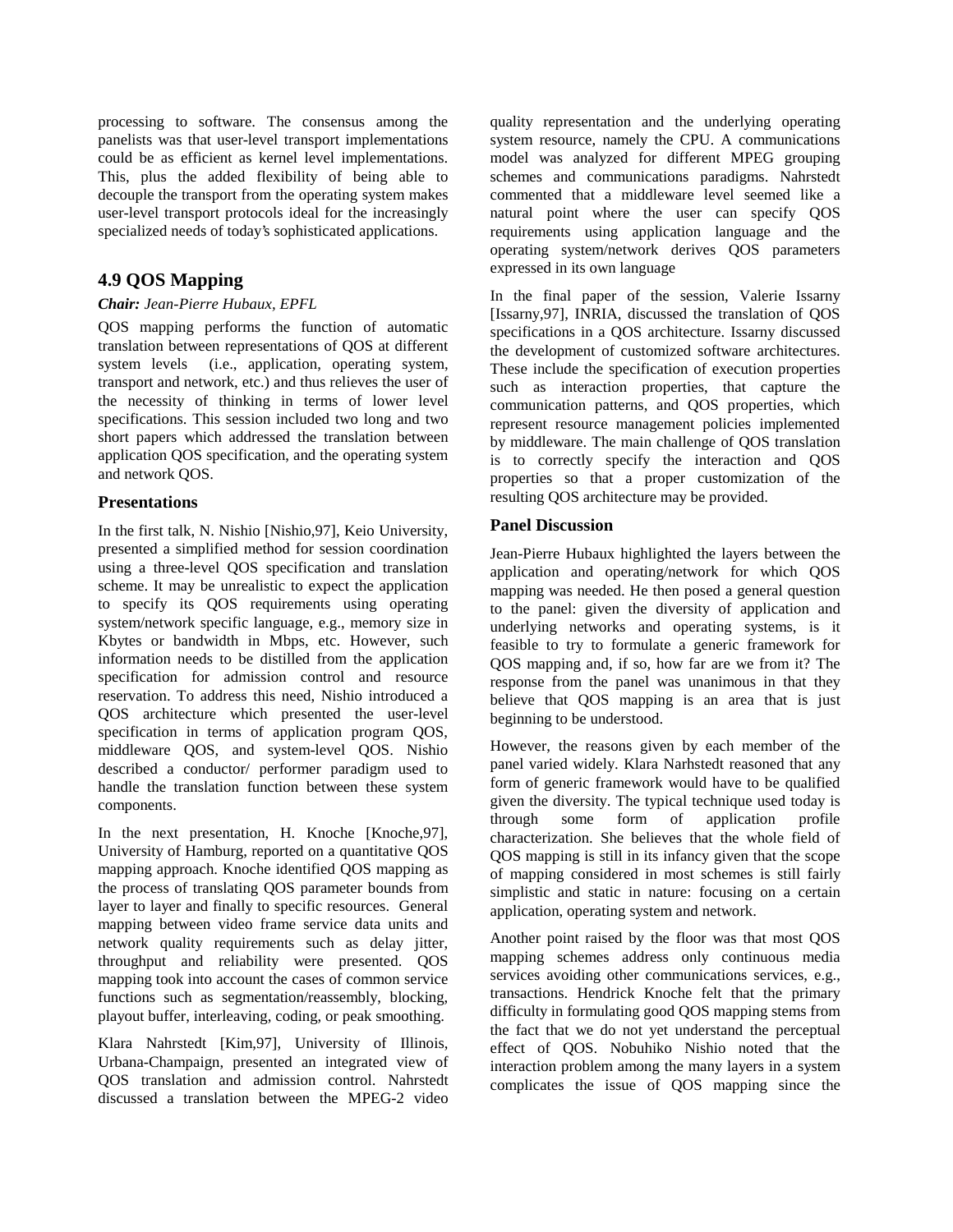processing to software. The consensus among the panelists was that user-level transport implementations could be as efficient as kernel level implementations. This, plus the added flexibility of being able to decouple the transport from the operating system makes user-level transport protocols ideal for the increasingly specialized needs of today's sophisticated applications.

## 4.9 QOS Mapping

***Chair:*** *Jean-Pierre Hubaux, EPFL*

QOS mapping performs the function of automatic translation between representations of QOS at different system levels (i.e., application, operating system, transport and network, etc.) and thus relieves the user of the necessity of thinking in terms of lower level specifications. This session included two long and two short papers which addressed the translation between application QOS specification, and the operating system and network QOS.

### Presentations

In the first talk, N. Nishio [Nishio,97], Keio University, presented a simplified method for session coordination using a three-level QOS specification and translation scheme. It may be unrealistic to expect the application to specify its QOS requirements using operating system/network specific language, e.g., memory size in Kbytes or bandwidth in Mbps, etc. However, such information needs to be distilled from the application specification for admission control and resource reservation. To address this need, Nishio introduced a QOS architecture which presented the user-level specification in terms of application program QOS, middleware QOS, and system-level QOS. Nishio described a conductor/ performer paradigm used to handle the translation function between these system components.

In the next presentation, H. Knoche [Knoche,97], University of Hamburg, reported on a quantitative QOS mapping approach. Knoche identified QOS mapping as the process of translating QOS parameter bounds from layer to layer and finally to specific resources. General mapping between video frame service data units and network quality requirements such as delay jitter, throughput and reliability were presented. QOS mapping took into account the cases of common service functions such as segmentation/reassembly, blocking, playout buffer, interleaving, coding, or peak smoothing.

Klara Nahrstedt [Kim,97], University of Illinois, Urbana-Champaign, presented an integrated view of QOS translation and admission control. Nahrstedt discussed a translation between the MPEG-2 video quality representation and the underlying operating system resource, namely the CPU. A communications model was analyzed for different MPEG grouping schemes and communications paradigms. Nahrstedt commented that a middleware level seemed like a natural point where the user can specify QOS requirements using application language and the operating system/network derives QOS parameters expressed in its own language

In the final paper of the session, Valerie Issarny [Issarny,97], INRIA, discussed the translation of QOS specifications in a QOS architecture. Issarny discussed the development of customized software architectures. These include the specification of execution properties such as interaction properties, that capture the communication patterns, and QOS properties, which represent resource management policies implemented by middleware. The main challenge of QOS translation is to correctly specify the interaction and QOS properties so that a proper customization of the resulting QOS architecture may be provided.

### Panel Discussion

Jean-Pierre Hubaux highlighted the layers between the application and operating/network for which QOS mapping was needed. He then posed a general question to the panel: given the diversity of application and underlying networks and operating systems, is it feasible to try to formulate a generic framework for QOS mapping and, if so, how far are we from it? The response from the panel was unanimous in that they believe that QOS mapping is an area that is just beginning to be understood.

However, the reasons given by each member of the panel varied widely. Klara Narhstedt reasoned that any form of generic framework would have to be qualified given the diversity. The typical technique used today is through some form of application profile characterization. She believes that the whole field of QOS mapping is still in its infancy given that the scope of mapping considered in most schemes is still fairly simplistic and static in nature: focusing on a certain application, operating system and network.

Another point raised by the floor was that most QOS mapping schemes address only continuous media services avoiding other communications services, e.g., transactions. Hendrick Knoche felt that the primary difficulty in formulating good QOS mapping stems from the fact that we do not yet understand the perceptual effect of QOS. Nobuhiko Nishio noted that the interaction problem among the many layers in a system complicates the issue of QOS mapping since the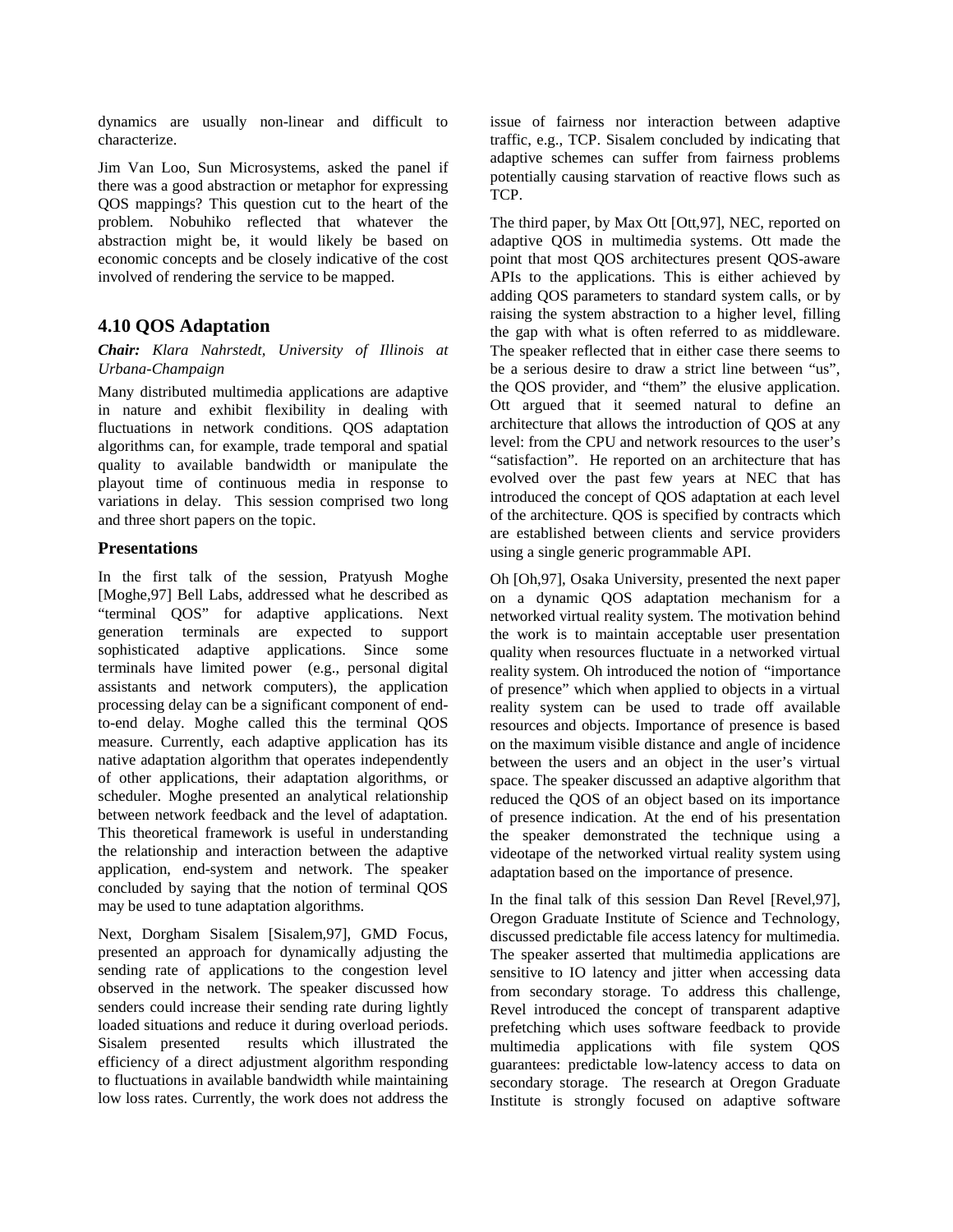dynamics are usually non-linear and difficult to characterize.

Jim Van Loo, Sun Microsystems, asked the panel if there was a good abstraction or metaphor for expressing QOS mappings? This question cut to the heart of the problem. Nobuhiko reflected that whatever the abstraction might be, it would likely be based on economic concepts and be closely indicative of the cost involved of rendering the service to be mapped.

## 4.10 QOS Adaptation

***Chair:*** *Klara Nahrstedt, University of Illinois at Urbana-Champaign*

Many distributed multimedia applications are adaptive in nature and exhibit flexibility in dealing with fluctuations in network conditions. QOS adaptation algorithms can, for example, trade temporal and spatial quality to available bandwidth or manipulate the playout time of continuous media in response to variations in delay. This session comprised two long and three short papers on the topic.

### Presentations

In the first talk of the session, Pratyush Moghe [Moghe,97] Bell Labs, addressed what he described as "terminal QOS" for adaptive applications. Next generation terminals are expected to support sophisticated adaptive applications. Since some terminals have limited power (e.g., personal digital assistants and network computers), the application processing delay can be a significant component of end-to-end delay. Moghe called this the terminal QOS measure. Currently, each adaptive application has its native adaptation algorithm that operates independently of other applications, their adaptation algorithms, or scheduler. Moghe presented an analytical relationship between network feedback and the level of adaptation. This theoretical framework is useful in understanding the relationship and interaction between the adaptive application, end-system and network. The speaker concluded by saying that the notion of terminal QOS may be used to tune adaptation algorithms.

Next, Dorgham Sisalem [Sisalem,97], GMD Focus, presented an approach for dynamically adjusting the sending rate of applications to the congestion level observed in the network. The speaker discussed how senders could increase their sending rate during lightly loaded situations and reduce it during overload periods. Sisalem presented results which illustrated the efficiency of a direct adjustment algorithm responding to fluctuations in available bandwidth while maintaining low loss rates. Currently, the work does not address the issue of fairness nor interaction between adaptive traffic, e.g., TCP. Sisalem concluded by indicating that adaptive schemes can suffer from fairness problems potentially causing starvation of reactive flows such as TCP.

The third paper, by Max Ott [Ott,97], NEC, reported on adaptive QOS in multimedia systems. Ott made the point that most QOS architectures present QOS-aware APIs to the applications. This is either achieved by adding QOS parameters to standard system calls, or by raising the system abstraction to a higher level, filling the gap with what is often referred to as middleware. The speaker reflected that in either case there seems to be a serious desire to draw a strict line between "us", the QOS provider, and "them" the elusive application. Ott argued that it seemed natural to define an architecture that allows the introduction of QOS at any level: from the CPU and network resources to the user's "satisfaction". He reported on an architecture that has evolved over the past few years at NEC that has introduced the concept of QOS adaptation at each level of the architecture. QOS is specified by contracts which are established between clients and service providers using a single generic programmable API.

Oh [Oh,97], Osaka University, presented the next paper on a dynamic QOS adaptation mechanism for a networked virtual reality system. The motivation behind the work is to maintain acceptable user presentation quality when resources fluctuate in a networked virtual reality system. Oh introduced the notion of "importance of presence" which when applied to objects in a virtual reality system can be used to trade off available resources and objects. Importance of presence is based on the maximum visible distance and angle of incidence between the users and an object in the user's virtual space. The speaker discussed an adaptive algorithm that reduced the QOS of an object based on its importance of presence indication. At the end of his presentation the speaker demonstrated the technique using a videotape of the networked virtual reality system using adaptation based on the importance of presence.

In the final talk of this session Dan Revel [Revel,97], Oregon Graduate Institute of Science and Technology, discussed predictable file access latency for multimedia. The speaker asserted that multimedia applications are sensitive to IO latency and jitter when accessing data from secondary storage. To address this challenge, Revel introduced the concept of transparent adaptive prefetching which uses software feedback to provide multimedia applications with file system QOS guarantees: predictable low-latency access to data on secondary storage. The research at Oregon Graduate Institute is strongly focused on adaptive software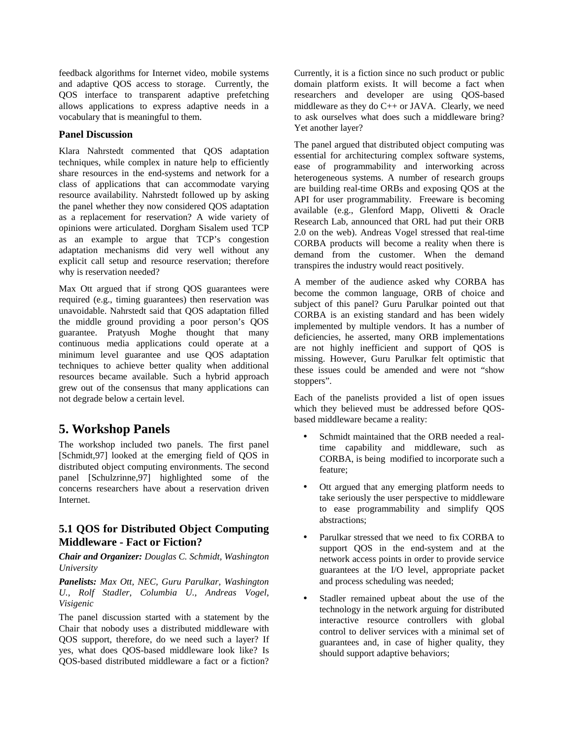feedback algorithms for Internet video, mobile systems and adaptive QOS access to storage. Currently, the QOS interface to transparent adaptive prefetching allows applications to express adaptive needs in a vocabulary that is meaningful to them.

### Panel Discussion

Klara Nahrstedt commented that QOS adaptation techniques, while complex in nature help to efficiently share resources in the end-systems and network for a class of applications that can accommodate varying resource availability. Nahrstedt followed up by asking the panel whether they now considered QOS adaptation as a replacement for reservation? A wide variety of opinions were articulated. Dorgham Sisalem used TCP as an example to argue that TCP's congestion adaptation mechanisms did very well without any explicit call setup and resource reservation; therefore why is reservation needed?

Max Ott argued that if strong QOS guarantees were required (e.g., timing guarantees) then reservation was unavoidable. Nahrstedt said that QOS adaptation filled the middle ground providing a poor person's QOS guarantee. Pratyush Moghe thought that many continuous media applications could operate at a minimum level guarantee and use QOS adaptation techniques to achieve better quality when additional resources became available. Such a hybrid approach grew out of the consensus that many applications can not degrade below a certain level.

## 5. Workshop Panels

The workshop included two panels. The first panel [Schmidt,97] looked at the emerging field of QOS in distributed object computing environments. The second panel [Schulzrinne,97] highlighted some of the concerns researchers have about a reservation driven Internet.

### 5.1 QOS for Distributed Object Computing Middleware - Fact or Fiction?

***Chair and Organizer:*** *Douglas C. Schmidt, Washington University*

***Panelists:*** *Max Ott, NEC, Guru Parulkar, Washington U., Rolf Stadler, Columbia U., Andreas Vogel, Visigenic*

The panel discussion started with a statement by the Chair that nobody uses a distributed middleware with QOS support, therefore, do we need such a layer? If yes, what does QOS-based middleware look like? Is QOS-based distributed middleware a fact or a fiction? Currently, it is a fiction since no such product or public domain platform exists. It will become a fact when researchers and developer are using QOS-based middleware as they do C++ or JAVA. Clearly, we need to ask ourselves what does such a middleware bring? Yet another layer?

The panel argued that distributed object computing was essential for architecturing complex software systems, ease of programmability and interworking across heterogeneous systems. A number of research groups are building real-time ORBs and exposing QOS at the API for user programmability. Freeware is becoming available (e.g., Glenford Mapp, Olivetti & Oracle Research Lab, announced that ORL had put their ORB 2.0 on the web). Andreas Vogel stressed that real-time CORBA products will become a reality when there is demand from the customer. When the demand transpires the industry would react positively.

A member of the audience asked why CORBA has become the common language, ORB of choice and subject of this panel? Guru Parulkar pointed out that CORBA is an existing standard and has been widely implemented by multiple vendors. It has a number of deficiencies, he asserted, many ORB implementations are not highly inefficient and support of QOS is missing. However, Guru Parulkar felt optimistic that these issues could be amended and were not "show stoppers".

Each of the panelists provided a list of open issues which they believed must be addressed before QOS-based middleware became a reality:

- Schmidt maintained that the ORB needed a real-time capability and middleware, such as CORBA, is being modified to incorporate such a feature;
- Ott argued that any emerging platform needs to take seriously the user perspective to middleware to ease programmability and simplify QOS abstractions;
- Parulkar stressed that we need to fix CORBA to support QOS in the end-system and at the network access points in order to provide service guarantees at the I/O level, appropriate packet and process scheduling was needed;
- Stadler remained upbeat about the use of the technology in the network arguing for distributed interactive resource controllers with global control to deliver services with a minimal set of guarantees and, in case of higher quality, they should support adaptive behaviors;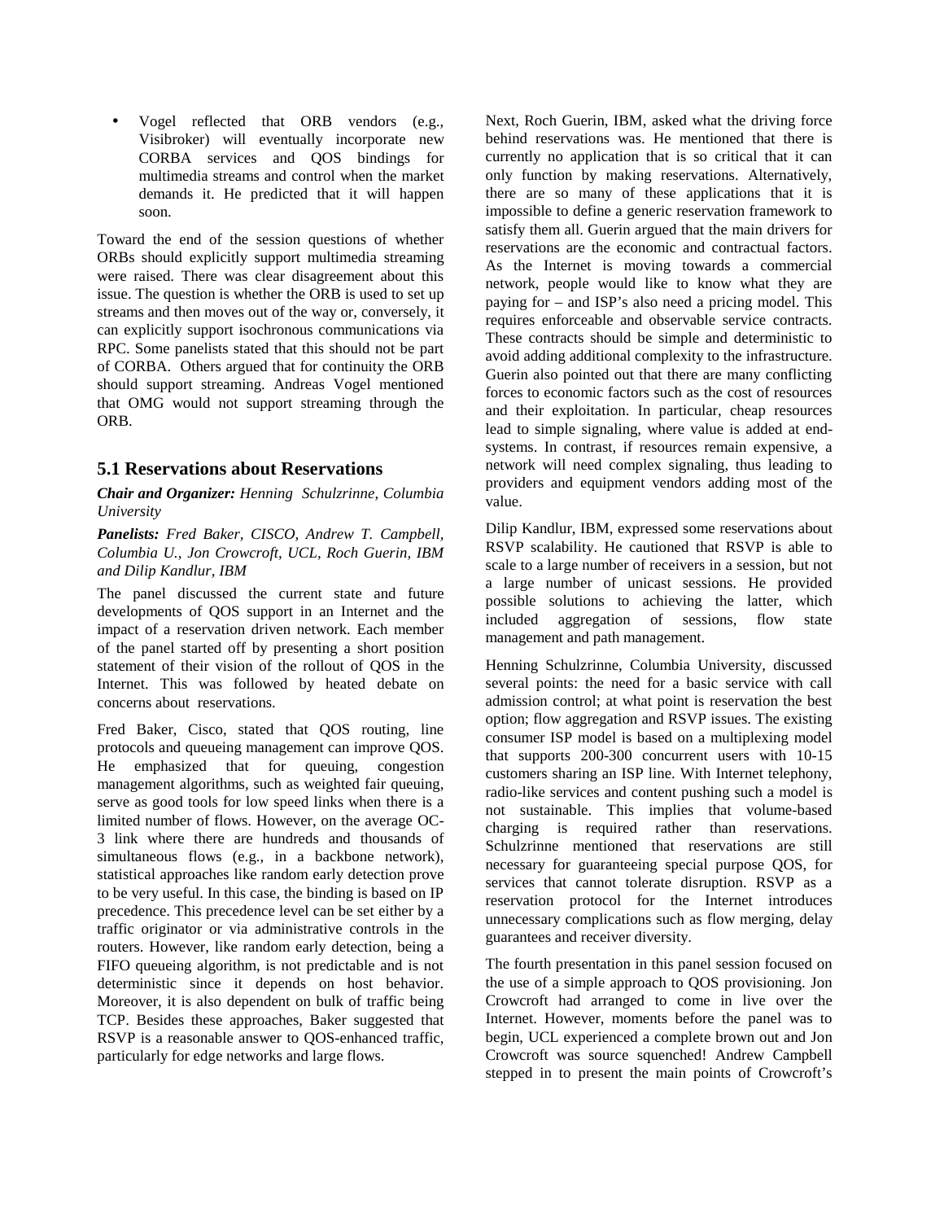- Vogel reflected that ORB vendors (e.g., Visibroker) will eventually incorporate new CORBA services and QOS bindings for multimedia streams and control when the market demands it. He predicted that it will happen soon.

Toward the end of the session questions of whether ORBs should explicitly support multimedia streaming were raised. There was clear disagreement about this issue. The question is whether the ORB is used to set up streams and then moves out of the way or, conversely, it can explicitly support isochronous communications via RPC. Some panelists stated that this should not be part of CORBA. Others argued that for continuity the ORB should support streaming. Andreas Vogel mentioned that OMG would not support streaming through the ORB.

## 5.1 Reservations about Reservations

***Chair and Organizer:*** *Henning Schulzrinne, Columbia University*

***Panelists:*** *Fred Baker, CISCO, Andrew T. Campbell, Columbia U., Jon Crowcroft, UCL, Roch Guerin, IBM and Dilip Kandlur, IBM*

The panel discussed the current state and future developments of QOS support in an Internet and the impact of a reservation driven network. Each member of the panel started off by presenting a short position statement of their vision of the rollout of QOS in the Internet. This was followed by heated debate on concerns about reservations.

Fred Baker, Cisco, stated that QOS routing, line protocols and queueing management can improve QOS. He emphasized that for queuing, congestion management algorithms, such as weighted fair queuing, serve as good tools for low speed links when there is a limited number of flows. However, on the average OC-3 link where there are hundreds and thousands of simultaneous flows (e.g., in a backbone network), statistical approaches like random early detection prove to be very useful. In this case, the binding is based on IP precedence. This precedence level can be set either by a traffic originator or via administrative controls in the routers. However, like random early detection, being a FIFO queueing algorithm, is not predictable and is not deterministic since it depends on host behavior. Moreover, it is also dependent on bulk of traffic being TCP. Besides these approaches, Baker suggested that RSVP is a reasonable answer to QOS-enhanced traffic, particularly for edge networks and large flows.

Next, Roch Guerin, IBM, asked what the driving force behind reservations was. He mentioned that there is currently no application that is so critical that it can only function by making reservations. Alternatively, there are so many of these applications that it is impossible to define a generic reservation framework to satisfy them all. Guerin argued that the main drivers for reservations are the economic and contractual factors. As the Internet is moving towards a commercial network, people would like to know what they are paying for – and ISP's also need a pricing model. This requires enforceable and observable service contracts. These contracts should be simple and deterministic to avoid adding additional complexity to the infrastructure. Guerin also pointed out that there are many conflicting forces to economic factors such as the cost of resources and their exploitation. In particular, cheap resources lead to simple signaling, where value is added at end-systems. In contrast, if resources remain expensive, a network will need complex signaling, thus leading to providers and equipment vendors adding most of the value.

Dilip Kandlur, IBM, expressed some reservations about RSVP scalability. He cautioned that RSVP is able to scale to a large number of receivers in a session, but not a large number of unicast sessions. He provided possible solutions to achieving the latter, which included aggregation of sessions, flow state management and path management.

Henning Schulzrinne, Columbia University, discussed several points: the need for a basic service with call admission control; at what point is reservation the best option; flow aggregation and RSVP issues. The existing consumer ISP model is based on a multiplexing model that supports 200-300 concurrent users with 10-15 customers sharing an ISP line. With Internet telephony, radio-like services and content pushing such a model is not sustainable. This implies that volume-based charging is required rather than reservations. Schulzrinne mentioned that reservations are still necessary for guaranteeing special purpose QOS, for services that cannot tolerate disruption. RSVP as a reservation protocol for the Internet introduces unnecessary complications such as flow merging, delay guarantees and receiver diversity.

The fourth presentation in this panel session focused on the use of a simple approach to QOS provisioning. Jon Crowcroft had arranged to come in live over the Internet. However, moments before the panel was to begin, UCL experienced a complete brown out and Jon Crowcroft was source squenched! Andrew Campbell stepped in to present the main points of Crowcroft's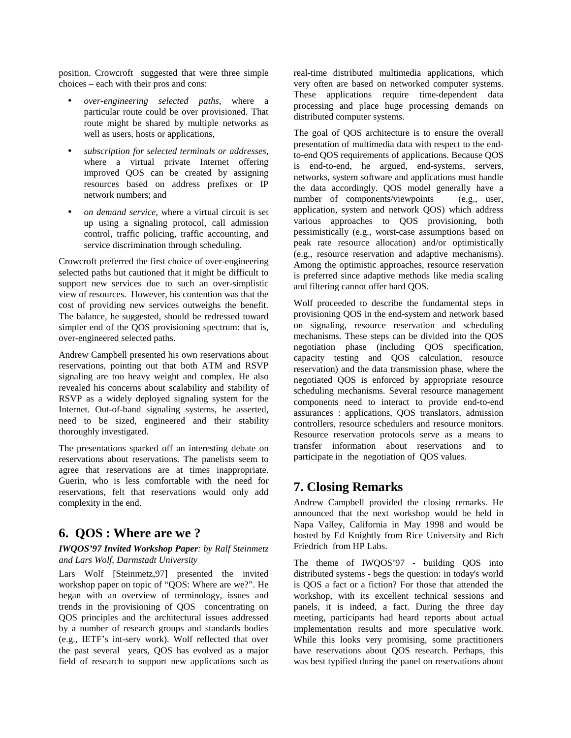position. Crowcroft suggested that were three simple choices – each with their pros and cons:

- *over-engineering selected paths*, where a particular route could be over provisioned. That route might be shared by multiple networks as well as users, hosts or applications,
- *subscription for selected terminals or addresses*, where a virtual private Internet offering improved QOS can be created by assigning resources based on address prefixes or IP network numbers; and
- *on demand service*, where a virtual circuit is set up using a signaling protocol, call admission control, traffic policing, traffic accounting, and service discrimination through scheduling.

Crowcroft preferred the first choice of over-engineering selected paths but cautioned that it might be difficult to support new services due to such an over-simplistic view of resources. However, his contention was that the cost of providing new services outweighs the benefit. The balance, he suggested, should be redressed toward simpler end of the QOS provisioning spectrum: that is, over-engineered selected paths.

Andrew Campbell presented his own reservations about reservations, pointing out that both ATM and RSVP signaling are too heavy weight and complex. He also revealed his concerns about scalability and stability of RSVP as a widely deployed signaling system for the Internet. Out-of-band signaling systems, he asserted, need to be sized, engineered and their stability thoroughly investigated.

The presentations sparked off an interesting debate on reservations about reservations. The panelists seem to agree that reservations are at times inappropriate. Guerin, who is less comfortable with the need for reservations, felt that reservations would only add complexity in the end.

## 6. QOS : Where are we ?

***IWQOS'97 Invited Workshop Paper**: by Ralf Steinmetz and Lars Wolf, Darmstadt University*

Lars Wolf [Steinmetz,97] presented the invited workshop paper on topic of "QOS: Where are we?". He began with an overview of terminology, issues and trends in the provisioning of QOS concentrating on QOS principles and the architectural issues addressed by a number of research groups and standards bodies (e.g., IETF's int-serv work). Wolf reflected that over the past several years, QOS has evolved as a major field of research to support new applications such as real-time distributed multimedia applications, which very often are based on networked computer systems. These applications require time-dependent data processing and place huge processing demands on distributed computer systems.

The goal of QOS architecture is to ensure the overall presentation of multimedia data with respect to the end-to-end QOS requirements of applications. Because QOS is end-to-end, he argued, end-systems, servers, networks, system software and applications must handle the data accordingly. QOS model generally have a number of components/viewpoints (e.g., user, application, system and network QOS) which address various approaches to QOS provisioning, both pessimistically (e.g., worst-case assumptions based on peak rate resource allocation) and/or optimistically (e.g., resource reservation and adaptive mechanisms). Among the optimistic approaches, resource reservation is preferred since adaptive methods like media scaling and filtering cannot offer hard QOS.

Wolf proceeded to describe the fundamental steps in provisioning QOS in the end-system and network based on signaling, resource reservation and scheduling mechanisms. These steps can be divided into the QOS negotiation phase (including QOS specification, capacity testing and QOS calculation, resource reservation) and the data transmission phase, where the negotiated QOS is enforced by appropriate resource scheduling mechanisms. Several resource management components need to interact to provide end-to-end assurances : applications, QOS translators, admission controllers, resource schedulers and resource monitors. Resource reservation protocols serve as a means to transfer information about reservations and to participate in the negotiation of QOS values.

## 7. Closing Remarks

Andrew Campbell provided the closing remarks. He announced that the next workshop would be held in Napa Valley, California in May 1998 and would be hosted by Ed Knightly from Rice University and Rich Friedrich from HP Labs.

The theme of IWQOS'97 - building QOS into distributed systems - begs the question: in today's world is QOS a fact or a fiction? For those that attended the workshop, with its excellent technical sessions and panels, it is indeed, a fact. During the three day meeting, participants had heard reports about actual implementation results and more speculative work. While this looks very promising, some practitioners have reservations about QOS research. Perhaps, this was best typified during the panel on reservations about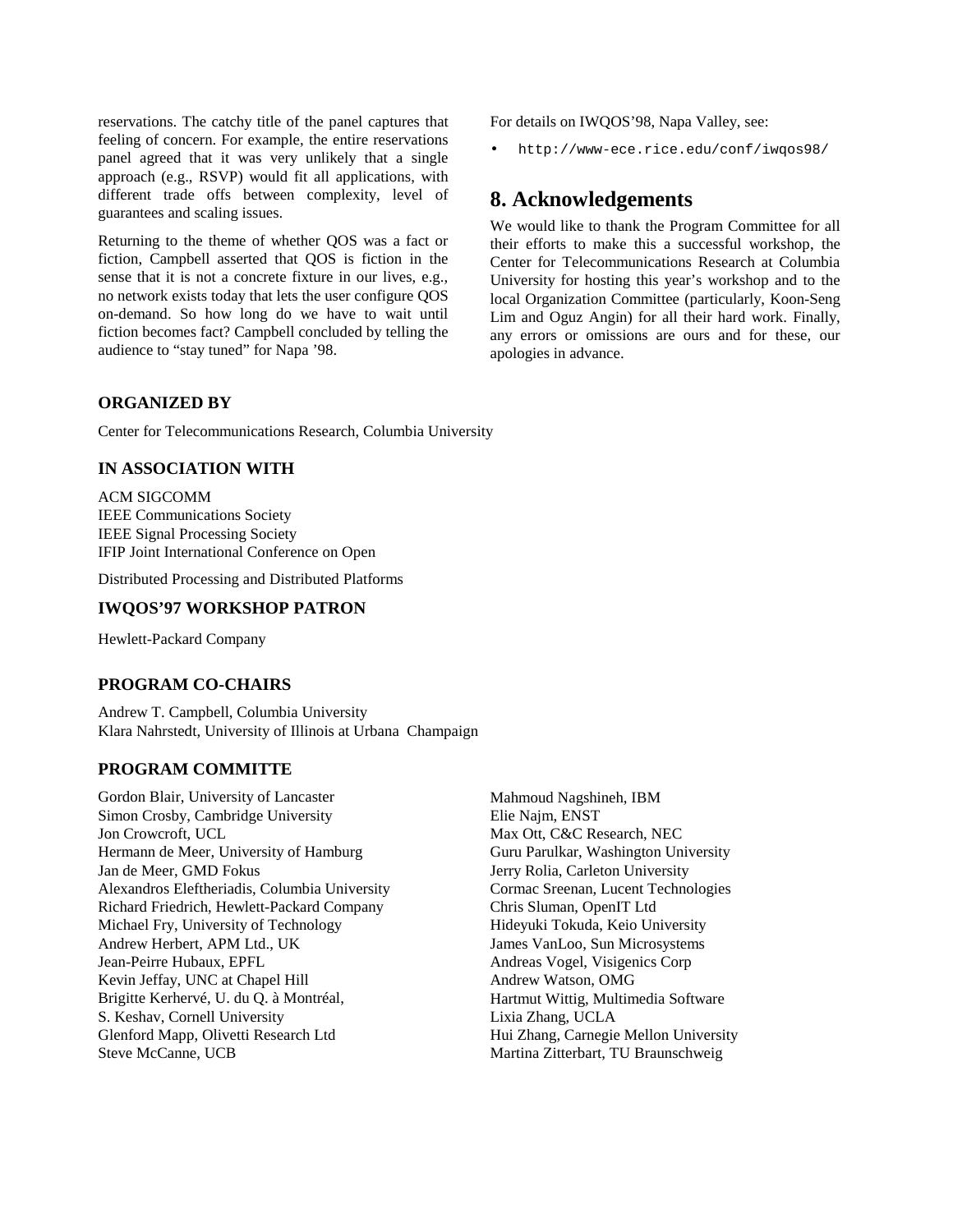reservations. The catchy title of the panel captures that feeling of concern. For example, the entire reservations panel agreed that it was very unlikely that a single approach (e.g., RSVP) would fit all applications, with different trade offs between complexity, level of guarantees and scaling issues.

Returning to the theme of whether QOS was a fact or fiction, Campbell asserted that QOS is fiction in the sense that it is not a concrete fixture in our lives, e.g., no network exists today that lets the user configure QOS on-demand. So how long do we have to wait until fiction becomes fact? Campbell concluded by telling the audience to "stay tuned" for Napa '98.

For details on IWQOS'98, Napa Valley, see:

- `http://www-ece.rice.edu/conf/iwqos98/`

## 8. Acknowledgements

We would like to thank the Program Committee for all their efforts to make this a successful workshop, the Center for Telecommunications Research at Columbia University for hosting this year's workshop and to the local Organization Committee (particularly, Koon-Seng Lim and Oguz Angin) for all their hard work. Finally, any errors or omissions are ours and for these, our apologies in advance.

### ORGANIZED BY

Center for Telecommunications Research, Columbia University

### IN ASSOCIATION WITH

ACM SIGCOMM
IEEE Communications Society
IEEE Signal Processing Society
IFIP Joint International Conference on Open

Distributed Processing and Distributed Platforms

### IWQOS'97 WORKSHOP PATRON

Hewlett-Packard Company

### PROGRAM CO-CHAIRS

Andrew T. Campbell, Columbia University
Klara Nahrstedt, University of Illinois at Urbana Champaign

### PROGRAM COMMITTE

Gordon Blair, University of Lancaster
Simon Crosby, Cambridge University
Jon Crowcroft, UCL
Hermann de Meer, University of Hamburg
Jan de Meer, GMD Fokus
Alexandros Eleftheriadis, Columbia University
Richard Friedrich, Hewlett-Packard Company
Michael Fry, University of Technology
Andrew Herbert, APM Ltd., UK
Jean-Peirre Hubaux, EPFL
Kevin Jeffay, UNC at Chapel Hill
Brigitte Kerhervé, U. du Q. à Montréal,
S. Keshav, Cornell University
Glenford Mapp, Olivetti Research Ltd
Steve McCanne, UCB
Mahmoud Nagshineh, IBM
Elie Najm, ENST
Max Ott, C&C Research, NEC
Guru Parulkar, Washington University
Jerry Rolia, Carleton University
Cormac Sreenan, Lucent Technologies
Chris Sluman, OpenIT Ltd
Hideyuki Tokuda, Keio University
James VanLoo, Sun Microsystems
Andreas Vogel, Visigenics Corp
Andrew Watson, OMG
Hartmut Wittig, Multimedia Software
Lixia Zhang, UCLA
Hui Zhang, Carnegie Mellon University
Martina Zitterbart, TU Braunschweig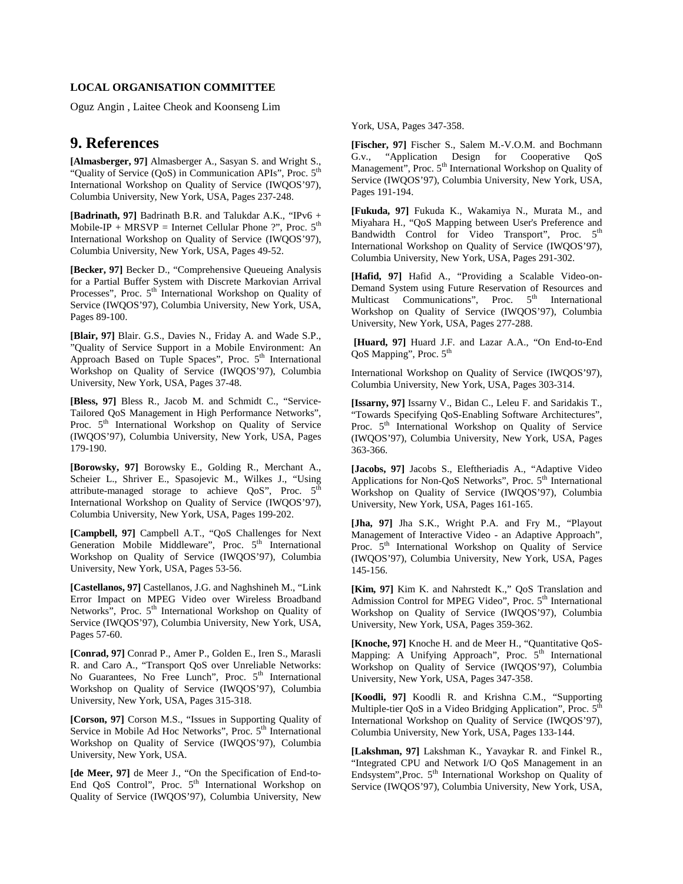**LOCAL ORGANISATION COMMITTEE**

Oguz Angin , Laitee Cheok and Koonseng Lim

# 9. References

**[Almasberger, 97]** Almasberger A., Sasyan S. and Wright S., "Quality of Service (QoS) in Communication APIs", Proc. 5th International Workshop on Quality of Service (IWQOS'97), Columbia University, New York, USA, Pages 237-248.

**[Badrinath, 97]** Badrinath B.R. and Talukdar A.K., "IPv6 + Mobile-IP + MRSVP = Internet Cellular Phone ?", Proc. 5th International Workshop on Quality of Service (IWQOS'97), Columbia University, New York, USA, Pages 49-52.

**[Becker, 97]** Becker D., "Comprehensive Queueing Analysis for a Partial Buffer System with Discrete Markovian Arrival Processes", Proc. 5th International Workshop on Quality of Service (IWQOS'97), Columbia University, New York, USA, Pages 89-100.

**[Blair, 97]** Blair. G.S., Davies N., Friday A. and Wade S.P., "Quality of Service Support in a Mobile Environment: An Approach Based on Tuple Spaces", Proc. 5th International Workshop on Quality of Service (IWQOS'97), Columbia University, New York, USA, Pages 37-48.

**[Bless, 97]** Bless R., Jacob M. and Schmidt C., "Service-Tailored QoS Management in High Performance Networks", Proc. 5th International Workshop on Quality of Service (IWQOS'97), Columbia University, New York, USA, Pages 179-190.

**[Borowsky, 97]** Borowsky E., Golding R., Merchant A., Scheier L., Shriver E., Spasojevic M., Wilkes J., "Using attribute-managed storage to achieve QoS", Proc. 5th International Workshop on Quality of Service (IWQOS'97), Columbia University, New York, USA, Pages 199-202.

**[Campbell, 97]** Campbell A.T., "QoS Challenges for Next Generation Mobile Middleware", Proc. 5th International Workshop on Quality of Service (IWQOS'97), Columbia University, New York, USA, Pages 53-56.

**[Castellanos, 97]** Castellanos, J.G. and Naghshineh M., "Link Error Impact on MPEG Video over Wireless Broadband Networks", Proc. 5th International Workshop on Quality of Service (IWQOS'97), Columbia University, New York, USA, Pages 57-60.

**[Conrad, 97]** Conrad P., Amer P., Golden E., Iren S., Marasli R. and Caro A., "Transport QoS over Unreliable Networks: No Guarantees, No Free Lunch", Proc. 5th International Workshop on Quality of Service (IWQOS'97), Columbia University, New York, USA, Pages 315-318.

**[Corson, 97]** Corson M.S., "Issues in Supporting Quality of Service in Mobile Ad Hoc Networks", Proc. 5th International Workshop on Quality of Service (IWQOS'97), Columbia University, New York, USA.

**[de Meer, 97]** de Meer J., "On the Specification of End-to-End QoS Control", Proc. 5th International Workshop on Quality of Service (IWQOS'97), Columbia University, New York, USA, Pages 347-358.

**[Fischer, 97]** Fischer S., Salem M.-V.O.M. and Bochmann G.v., "Application Design for Cooperative QoS Management", Proc. 5th International Workshop on Quality of Service (IWQOS'97), Columbia University, New York, USA, Pages 191-194.

**[Fukuda, 97]** Fukuda K., Wakamiya N., Murata M., and Miyahara H., "QoS Mapping between User's Preference and Bandwidth Control for Video Transport", Proc. 5th International Workshop on Quality of Service (IWQOS'97), Columbia University, New York, USA, Pages 291-302.

**[Hafid, 97]** Hafid A., "Providing a Scalable Video-on-Demand System using Future Reservation of Resources and Multicast Communications", Proc. 5th International Workshop on Quality of Service (IWQOS'97), Columbia University, New York, USA, Pages 277-288.

**[Huard, 97]** Huard J.F. and Lazar A.A., "On End-to-End QoS Mapping", Proc. 5th International Workshop on Quality of Service (IWQOS'97), Columbia University, New York, USA, Pages 303-314.

**[Issarny, 97]** Issarny V., Bidan C., Leleu F. and Saridakis T., "Towards Specifying QoS-Enabling Software Architectures", Proc. 5th International Workshop on Quality of Service (IWQOS'97), Columbia University, New York, USA, Pages 363-366.

**[Jacobs, 97]** Jacobs S., Eleftheriadis A., "Adaptive Video Applications for Non-QoS Networks", Proc. 5th International Workshop on Quality of Service (IWQOS'97), Columbia University, New York, USA, Pages 161-165.

**[Jha, 97]** Jha S.K., Wright P.A. and Fry M., "Playout Management of Interactive Video - an Adaptive Approach", Proc. 5th International Workshop on Quality of Service (IWQOS'97), Columbia University, New York, USA, Pages 145-156.

**[Kim, 97]** Kim K. and Nahrstedt K.," QoS Translation and Admission Control for MPEG Video", Proc. 5th International Workshop on Quality of Service (IWQOS'97), Columbia University, New York, USA, Pages 359-362.

**[Knoche, 97]** Knoche H. and de Meer H., "Quantitative QoS-Mapping: A Unifying Approach", Proc. 5th International Workshop on Quality of Service (IWQOS'97), Columbia University, New York, USA, Pages 347-358.

**[Koodli, 97]** Koodli R. and Krishna C.M., "Supporting Multiple-tier QoS in a Video Bridging Application", Proc. 5th International Workshop on Quality of Service (IWQOS'97), Columbia University, New York, USA, Pages 133-144.

**[Lakshman, 97]** Lakshman K., Yavaykar R. and Finkel R., "Integrated CPU and Network I/O QoS Management in an Endsystem",Proc. 5th International Workshop on Quality of Service (IWQOS'97), Columbia University, New York, USA,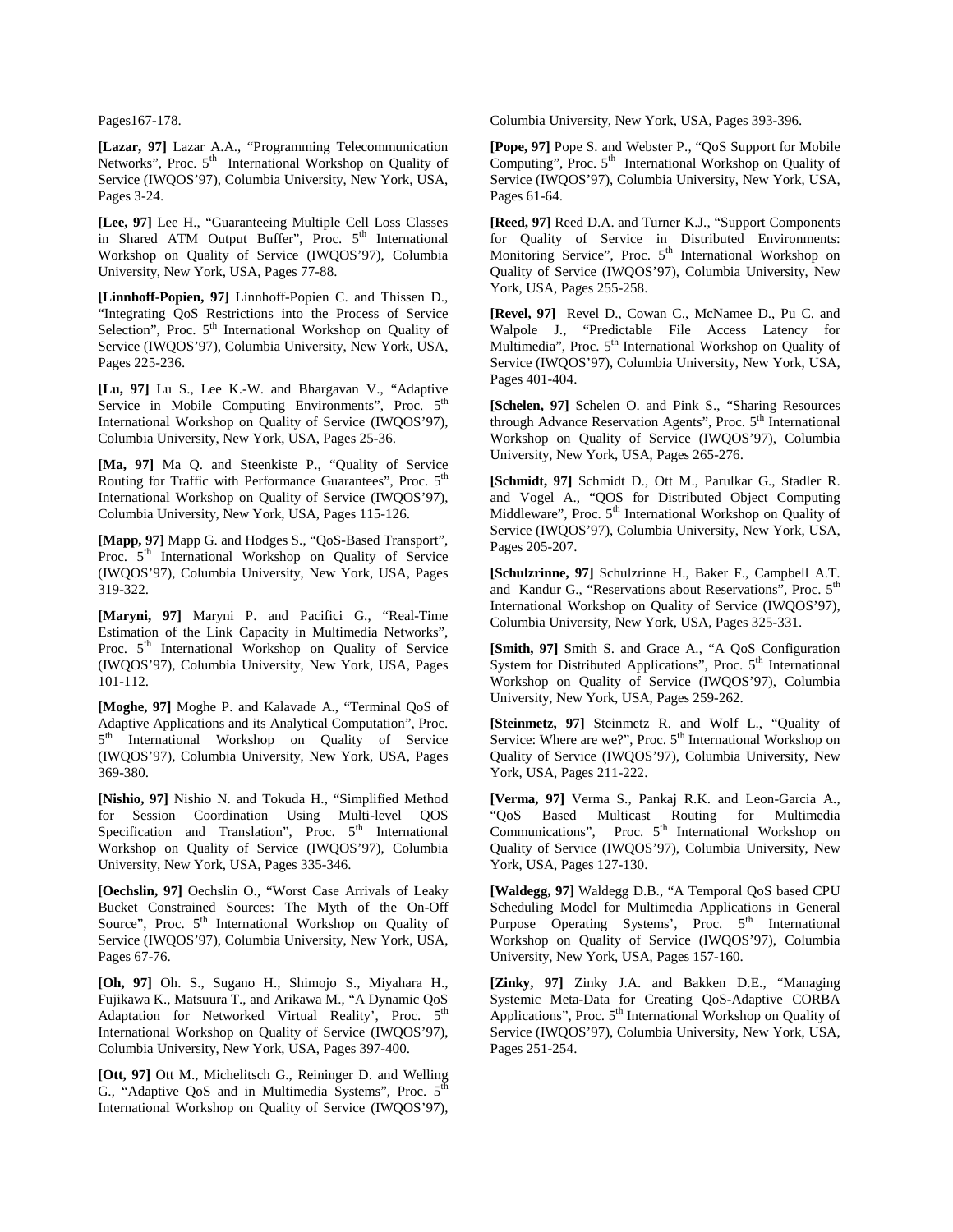Pages167-178.

**[Lazar, 97]** Lazar A.A., "Programming Telecommunication Networks", Proc. 5th International Workshop on Quality of Service (IWQOS'97), Columbia University, New York, USA, Pages 3-24.

**[Lee, 97]** Lee H., "Guaranteeing Multiple Cell Loss Classes in Shared ATM Output Buffer", Proc. 5th International Workshop on Quality of Service (IWQOS'97), Columbia University, New York, USA, Pages 77-88.

**[Linnhoff-Popien, 97]** Linnhoff-Popien C. and Thissen D., "Integrating QoS Restrictions into the Process of Service Selection", Proc. 5th International Workshop on Quality of Service (IWQOS'97), Columbia University, New York, USA, Pages 225-236.

**[Lu, 97]** Lu S., Lee K.-W. and Bhargavan V., "Adaptive Service in Mobile Computing Environments", Proc. 5th International Workshop on Quality of Service (IWQOS'97), Columbia University, New York, USA, Pages 25-36.

**[Ma, 97]** Ma Q. and Steenkiste P., "Quality of Service Routing for Traffic with Performance Guarantees", Proc. 5th International Workshop on Quality of Service (IWQOS'97), Columbia University, New York, USA, Pages 115-126.

**[Mapp, 97]** Mapp G. and Hodges S., "QoS-Based Transport", Proc. 5th International Workshop on Quality of Service (IWQOS'97), Columbia University, New York, USA, Pages 319-322.

**[Maryni, 97]** Maryni P. and Pacifici G., "Real-Time Estimation of the Link Capacity in Multimedia Networks", Proc. 5th International Workshop on Quality of Service (IWQOS'97), Columbia University, New York, USA, Pages 101-112.

**[Moghe, 97]** Moghe P. and Kalavade A., "Terminal QoS of Adaptive Applications and its Analytical Computation", Proc. 5th International Workshop on Quality of Service (IWQOS'97), Columbia University, New York, USA, Pages 369-380.

**[Nishio, 97]** Nishio N. and Tokuda H., "Simplified Method for Session Coordination Using Multi-level QOS Specification and Translation", Proc. 5th International Workshop on Quality of Service (IWQOS'97), Columbia University, New York, USA, Pages 335-346.

**[Oechslin, 97]** Oechslin O., "Worst Case Arrivals of Leaky Bucket Constrained Sources: The Myth of the On-Off Source", Proc. 5th International Workshop on Quality of Service (IWQOS'97), Columbia University, New York, USA, Pages 67-76.

**[Oh, 97]** Oh. S., Sugano H., Shimojo S., Miyahara H., Fujikawa K., Matsuura T., and Arikawa M., "A Dynamic QoS Adaptation for Networked Virtual Reality', Proc. 5th International Workshop on Quality of Service (IWQOS'97), Columbia University, New York, USA, Pages 397-400.

**[Ott, 97]** Ott M., Michelitsch G., Reininger D. and Welling G., "Adaptive QoS and in Multimedia Systems", Proc. 5th International Workshop on Quality of Service (IWQOS'97), Columbia University, New York, USA, Pages 393-396.

**[Pope, 97]** Pope S. and Webster P., "QoS Support for Mobile Computing", Proc. 5th International Workshop on Quality of Service (IWQOS'97), Columbia University, New York, USA, Pages 61-64.

**[Reed, 97]** Reed D.A. and Turner K.J., "Support Components for Quality of Service in Distributed Environments: Monitoring Service", Proc. 5th International Workshop on Quality of Service (IWQOS'97), Columbia University, New York, USA, Pages 255-258.

**[Revel, 97]** Revel D., Cowan C., McNamee D., Pu C. and Walpole J., "Predictable File Access Latency for Multimedia", Proc. 5th International Workshop on Quality of Service (IWQOS'97), Columbia University, New York, USA, Pages 401-404.

**[Schelen, 97]** Schelen O. and Pink S., "Sharing Resources through Advance Reservation Agents", Proc. 5th International Workshop on Quality of Service (IWQOS'97), Columbia University, New York, USA, Pages 265-276.

**[Schmidt, 97]** Schmidt D., Ott M., Parulkar G., Stadler R. and Vogel A., "QOS for Distributed Object Computing Middleware", Proc. 5th International Workshop on Quality of Service (IWQOS'97), Columbia University, New York, USA, Pages 205-207.

**[Schulzrinne, 97]** Schulzrinne H., Baker F., Campbell A.T. and Kandur G., "Reservations about Reservations", Proc. 5th International Workshop on Quality of Service (IWQOS'97), Columbia University, New York, USA, Pages 325-331.

**[Smith, 97]** Smith S. and Grace A., "A QoS Configuration System for Distributed Applications", Proc. 5th International Workshop on Quality of Service (IWQOS'97), Columbia University, New York, USA, Pages 259-262.

**[Steinmetz, 97]** Steinmetz R. and Wolf L., "Quality of Service: Where are we?", Proc. 5th International Workshop on Quality of Service (IWQOS'97), Columbia University, New York, USA, Pages 211-222.

**[Verma, 97]** Verma S., Pankaj R.K. and Leon-Garcia A., "QoS Based Multicast Routing for Multimedia Communications", Proc. 5th International Workshop on Quality of Service (IWQOS'97), Columbia University, New York, USA, Pages 127-130.

**[Waldegg, 97]** Waldegg D.B., "A Temporal QoS based CPU Scheduling Model for Multimedia Applications in General Purpose Operating Systems', Proc. 5th International Workshop on Quality of Service (IWQOS'97), Columbia University, New York, USA, Pages 157-160.

**[Zinky, 97]** Zinky J.A. and Bakken D.E., "Managing Systemic Meta-Data for Creating QoS-Adaptive CORBA Applications", Proc. 5th International Workshop on Quality of Service (IWQOS'97), Columbia University, New York, USA, Pages 251-254.